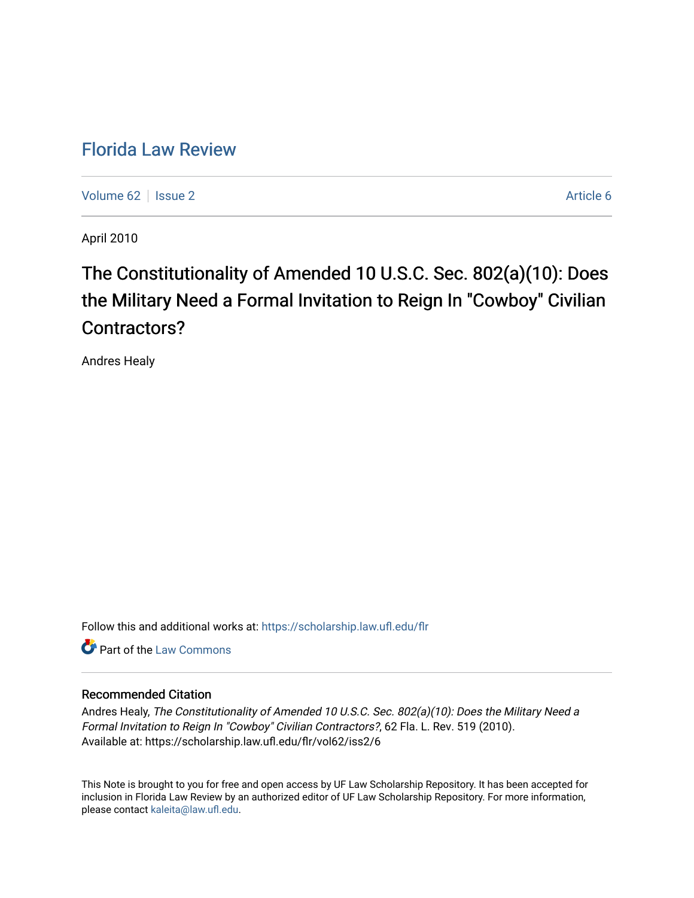# Florida Law Review

Volume 62 | Issue 2 | Article 6

April 2010

## The Constitutionality of Amended 10 U.S.C. Sec. 802(a)(10): Does the Military Need a Formal Invitation to Reign In "Cowboy" Civilian Contractors?

Andres Healy

Follow this and additional works at: https://scholarship.law.ufl.edu/flr

Part of the Law Commons

### Recommended Citation

Andres Healy, *The Constitutionality of Amended 10 U.S.C. Sec. 802(a)(10): Does the Military Need a Formal Invitation to Reign In "Cowboy" Civilian Contractors?*, 62 Fla. L. Rev. 519 (2010).
Available at: https://scholarship.law.ufl.edu/flr/vol62/iss2/6

This Note is brought to you for free and open access by UF Law Scholarship Repository. It has been accepted for inclusion in Florida Law Review by an authorized editor of UF Law Scholarship Repository. For more information, please contact kaleita@law.ufl.edu.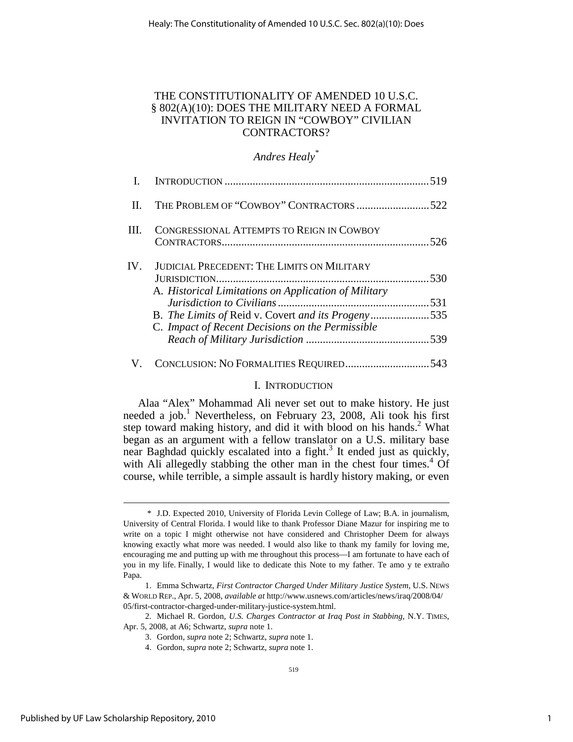# THE CONSTITUTIONALITY OF AMENDED 10 U.S.C. § 802(A)(10): DOES THE MILITARY NEED A FORMAL INVITATION TO REIGN IN "COWBOY" CIVILIAN CONTRACTORS?

*Andres Healy*[*]

| | | |
|---|---|---|
| I. | INTRODUCTION | 519 |
| II. | THE PROBLEM OF "COWBOY" CONTRACTORS | 522 |
| III. | CONGRESSIONAL ATTEMPTS TO REIGN IN COWBOY CONTRACTORS | 526 |
| IV. | JUDICIAL PRECEDENT: THE LIMITS ON MILITARY JURISDICTION | 530 |
| | A. *Historical Limitations on Application of Military Jurisdiction to Civilians* | 531 |
| | B. *The Limits of* Reid v. Covert *and its Progeny* | 535 |
| | C. *Impact of Recent Decisions on the Permissible Reach of Military Jurisdiction* | 539 |
| V. | CONCLUSION: NO FORMALITIES REQUIRED | 543 |

## I. INTRODUCTION

Alaa "Alex" Mohammad Ali never set out to make history. He just needed a job.[1] Nevertheless, on February 23, 2008, Ali took his first step toward making history, and did it with blood on his hands.[2] What began as an argument with a fellow translator on a U.S. military base near Baghdad quickly escalated into a fight.[3] It ended just as quickly, with Ali allegedly stabbing the other man in the chest four times.[4] Of course, while terrible, a simple assault is hardly history making, or even

---

\* J.D. Expected 2010, University of Florida Levin College of Law; B.A. in journalism, University of Central Florida. I would like to thank Professor Diane Mazur for inspiring me to write on a topic I might otherwise not have considered and Christopher Deem for always knowing exactly what more was needed. I would also like to thank my family for loving me, encouraging me and putting up with me throughout this process—I am fortunate to have each of you in my life. Finally, I would like to dedicate this Note to my father. Te amo y te extraño Papa.

1. Emma Schwartz, *First Contractor Charged Under Military Justice System*, U.S. NEWS & WORLD REP., Apr. 5, 2008, *available at* http://www.usnews.com/articles/news/iraq/2008/04/05/first-contractor-charged-under-military-justice-system.html.

2. Michael R. Gordon, *U.S. Charges Contractor at Iraq Post in Stabbing*, N.Y. TIMES, Apr. 5, 2008, at A6; Schwartz, *supra* note 1.

3. Gordon, *supra* note 2; Schwartz, *supra* note 1.

4. Gordon, *supra* note 2; Schwartz, *supra* note 1.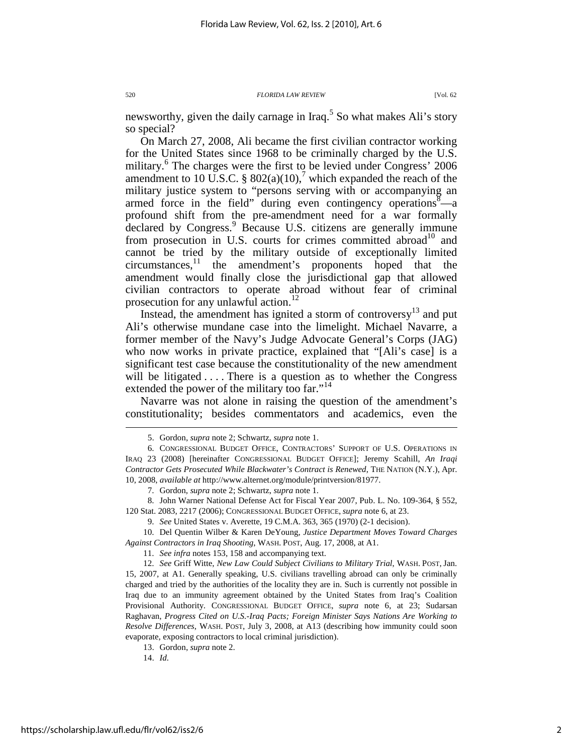newsworthy, given the daily carnage in Iraq.[5] So what makes Ali's story so special?

On March 27, 2008, Ali became the first civilian contractor working for the United States since 1968 to be criminally charged by the U.S. military.[6] The charges were the first to be levied under Congress' 2006 amendment to 10 U.S.C. § 802(a)(10),[7] which expanded the reach of the military justice system to "persons serving with or accompanying an armed force in the field" during even contingency operations[8]—a profound shift from the pre-amendment need for a war formally declared by Congress.[9] Because U.S. citizens are generally immune from prosecution in U.S. courts for crimes committed abroad[10] and cannot be tried by the military outside of exceptionally limited circumstances,[11] the amendment's proponents hoped that the amendment would finally close the jurisdictional gap that allowed civilian contractors to operate abroad without fear of criminal prosecution for any unlawful action.[12]

Instead, the amendment has ignited a storm of controversy[13] and put Ali's otherwise mundane case into the limelight. Michael Navarre, a former member of the Navy's Judge Advocate General's Corps (JAG) who now works in private practice, explained that "[Ali's case] is a significant test case because the constitutionality of the new amendment will be litigated . . . . There is a question as to whether the Congress extended the power of the military too far."[14]

Navarre was not alone in raising the question of the amendment's constitutionality; besides commentators and academics, even the

---

5. Gordon, *supra* note 2; Schwartz, *supra* note 1.

6. CONGRESSIONAL BUDGET OFFICE, CONTRACTORS' SUPPORT OF U.S. OPERATIONS IN IRAQ 23 (2008) [hereinafter CONGRESSIONAL BUDGET OFFICE]; Jeremy Scahill, *An Iraqi Contractor Gets Prosecuted While Blackwater's Contract is Renewed*, THE NATION (N.Y.), Apr. 10, 2008, *available at* http://www.alternet.org/module/printversion/81977.

7. Gordon, *supra* note 2; Schwartz, *supra* note 1.

8. John Warner National Defense Act for Fiscal Year 2007, Pub. L. No. 109-364, § 552, 120 Stat. 2083, 2217 (2006); CONGRESSIONAL BUDGET OFFICE, *supra* note 6, at 23.

9. *See* United States v. Averette, 19 C.M.A. 363, 365 (1970) (2-1 decision).

10. Del Quentin Wilber & Karen DeYoung, *Justice Department Moves Toward Charges Against Contractors in Iraq Shooting*, WASH. POST, Aug. 17, 2008, at A1.

11. *See infra* notes 153, 158 and accompanying text.

12. *See* Griff Witte, *New Law Could Subject Civilians to Military Trial*, WASH. POST, Jan. 15, 2007, at A1. Generally speaking, U.S. civilians travelling abroad can only be criminally charged and tried by the authorities of the locality they are in. Such is currently not possible in Iraq due to an immunity agreement obtained by the United States from Iraq's Coalition Provisional Authority. CONGRESSIONAL BUDGET OFFICE, *supra* note 6, at 23; Sudarsan Raghavan, *Progress Cited on U.S.-Iraq Pacts; Foreign Minister Says Nations Are Working to Resolve Differences*, WASH. POST, July 3, 2008, at A13 (describing how immunity could soon evaporate, exposing contractors to local criminal jurisdiction).

13. Gordon, *supra* note 2.

14. *Id.*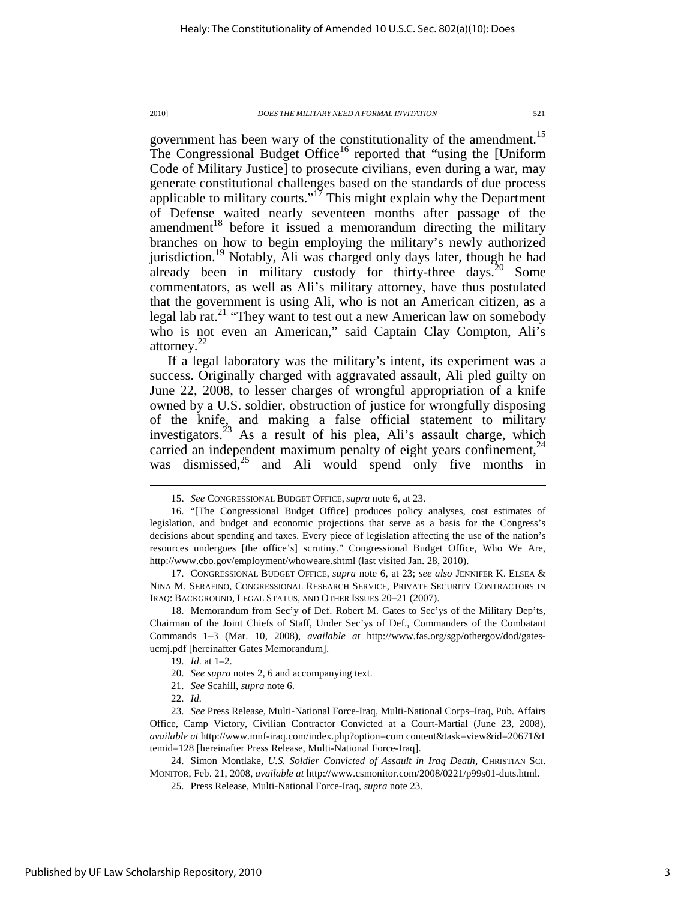government has been wary of the constitutionality of the amendment.[15] The Congressional Budget Office[16] reported that "using the [Uniform Code of Military Justice] to prosecute civilians, even during a war, may generate constitutional challenges based on the standards of due process applicable to military courts."[17] This might explain why the Department of Defense waited nearly seventeen months after passage of the amendment[18] before it issued a memorandum directing the military branches on how to begin employing the military's newly authorized jurisdiction.[19] Notably, Ali was charged only days later, though he had already been in military custody for thirty-three days.[20] Some commentators, as well as Ali's military attorney, have thus postulated that the government is using Ali, who is not an American citizen, as a legal lab rat.[21] "They want to test out a new American law on somebody who is not even an American," said Captain Clay Compton, Ali's attorney.[22]

If a legal laboratory was the military's intent, its experiment was a success. Originally charged with aggravated assault, Ali pled guilty on June 22, 2008, to lesser charges of wrongful appropriation of a knife owned by a U.S. soldier, obstruction of justice for wrongfully disposing of the knife, and making a false official statement to military investigators.[23] As a result of his plea, Ali's assault charge, which carried an independent maximum penalty of eight years confinement,[24] was dismissed,[25] and Ali would spend only five months in

---

15. *See* CONGRESSIONAL BUDGET OFFICE, *supra* note 6, at 23.

16. "[The Congressional Budget Office] produces policy analyses, cost estimates of legislation, and budget and economic projections that serve as a basis for the Congress's decisions about spending and taxes. Every piece of legislation affecting the use of the nation's resources undergoes [the office's] scrutiny." Congressional Budget Office, Who We Are, http://www.cbo.gov/employment/whoweare.shtml (last visited Jan. 28, 2010).

17. CONGRESSIONAL BUDGET OFFICE, *supra* note 6, at 23; *see also* JENNIFER K. ELSEA & NINA M. SERAFINO, CONGRESSIONAL RESEARCH SERVICE, PRIVATE SECURITY CONTRACTORS IN IRAQ: BACKGROUND, LEGAL STATUS, AND OTHER ISSUES 20–21 (2007).

18. Memorandum from Sec'y of Def. Robert M. Gates to Sec'ys of the Military Dep'ts, Chairman of the Joint Chiefs of Staff, Under Sec'ys of Def., Commanders of the Combatant Commands 1–3 (Mar. 10, 2008), *available at* http://www.fas.org/sgp/othergov/dod/gates-ucmj.pdf [hereinafter Gates Memorandum].

19. *Id.* at 1–2.

20. *See supra* notes 2, 6 and accompanying text.

21. *See* Scahill, *supra* note 6.

22. *Id.*

23. *See* Press Release, Multi-National Force-Iraq, Multi-National Corps–Iraq, Pub. Affairs Office, Camp Victory, Civilian Contractor Convicted at a Court-Martial (June 23, 2008), *available at* http://www.mnf-iraq.com/index.php?option=com content&task=view&id=20671&Itemid=128 [hereinafter Press Release, Multi-National Force-Iraq].

24. Simon Montlake, *U.S. Soldier Convicted of Assault in Iraq Death*, CHRISTIAN SCI. MONITOR, Feb. 21, 2008, *available at* http://www.csmonitor.com/2008/0221/p99s01-duts.html.

25. Press Release, Multi-National Force-Iraq, *supra* note 23.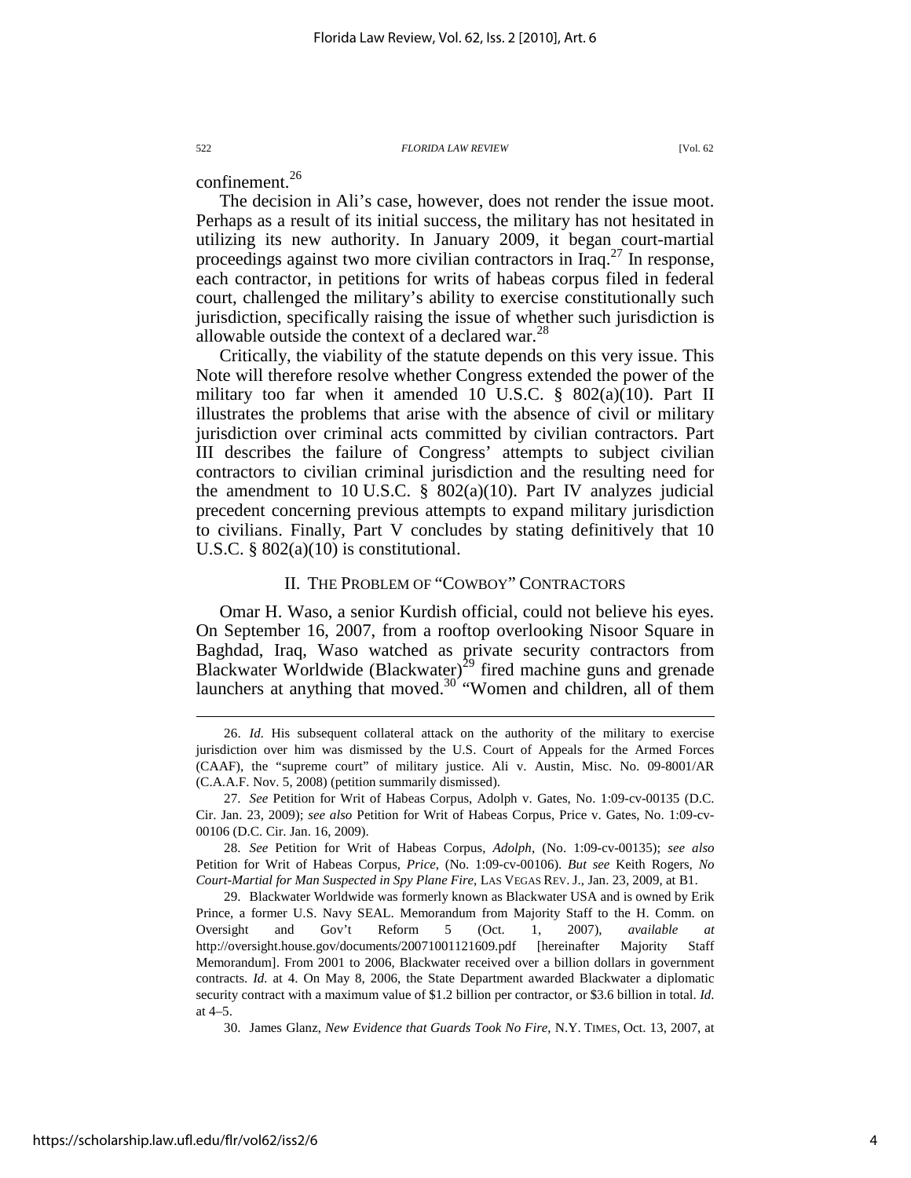confinement.[26]

The decision in Ali's case, however, does not render the issue moot. Perhaps as a result of its initial success, the military has not hesitated in utilizing its new authority. In January 2009, it began court-martial proceedings against two more civilian contractors in Iraq.[27] In response, each contractor, in petitions for writs of habeas corpus filed in federal court, challenged the military's ability to exercise constitutionally such jurisdiction, specifically raising the issue of whether such jurisdiction is allowable outside the context of a declared war.[28]

Critically, the viability of the statute depends on this very issue. This Note will therefore resolve whether Congress extended the power of the military too far when it amended 10 U.S.C. § 802(a)(10). Part II illustrates the problems that arise with the absence of civil or military jurisdiction over criminal acts committed by civilian contractors. Part III describes the failure of Congress' attempts to subject civilian contractors to civilian criminal jurisdiction and the resulting need for the amendment to 10 U.S.C. § 802(a)(10). Part IV analyzes judicial precedent concerning previous attempts to expand military jurisdiction to civilians. Finally, Part V concludes by stating definitively that 10 U.S.C. § 802(a)(10) is constitutional.

## II. THE PROBLEM OF "COWBOY" CONTRACTORS

Omar H. Waso, a senior Kurdish official, could not believe his eyes. On September 16, 2007, from a rooftop overlooking Nisoor Square in Baghdad, Iraq, Waso watched as private security contractors from Blackwater Worldwide (Blackwater)[29] fired machine guns and grenade launchers at anything that moved.[30] "Women and children, all of them

---

26. *Id.* His subsequent collateral attack on the authority of the military to exercise jurisdiction over him was dismissed by the U.S. Court of Appeals for the Armed Forces (CAAF), the "supreme court" of military justice. Ali v. Austin, Misc. No. 09-8001/AR (C.A.A.F. Nov. 5, 2008) (petition summarily dismissed).

27. *See* Petition for Writ of Habeas Corpus, Adolph v. Gates, No. 1:09-cv-00135 (D.C. Cir. Jan. 23, 2009); *see also* Petition for Writ of Habeas Corpus, Price v. Gates, No. 1:09-cv-00106 (D.C. Cir. Jan. 16, 2009).

28. *See* Petition for Writ of Habeas Corpus, *Adolph*, (No. 1:09-cv-00135); *see also* Petition for Writ of Habeas Corpus, *Price*, (No. 1:09-cv-00106). *But see* Keith Rogers, *No Court-Martial for Man Suspected in Spy Plane Fire*, LAS VEGAS REV. J., Jan. 23, 2009, at B1.

29. Blackwater Worldwide was formerly known as Blackwater USA and is owned by Erik Prince, a former U.S. Navy SEAL. Memorandum from Majority Staff to the H. Comm. on Oversight and Gov't Reform 5 (Oct. 1, 2007), *available at* http://oversight.house.gov/documents/20071001121609.pdf [hereinafter Majority Staff Memorandum]. From 2001 to 2006, Blackwater received over a billion dollars in government contracts. *Id.* at 4. On May 8, 2006, the State Department awarded Blackwater a diplomatic security contract with a maximum value of $1.2 billion per contractor, or $3.6 billion in total. *Id.* at 4–5.

30. James Glanz, *New Evidence that Guards Took No Fire*, N.Y. TIMES, Oct. 13, 2007, at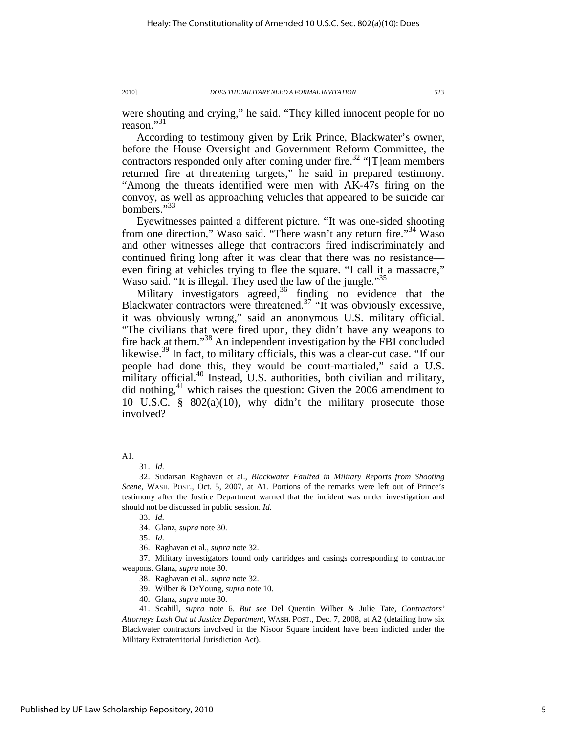were shouting and crying," he said. "They killed innocent people for no reason."[31]

According to testimony given by Erik Prince, Blackwater's owner, before the House Oversight and Government Reform Committee, the contractors responded only after coming under fire.[32] "[T]eam members returned fire at threatening targets," he said in prepared testimony. "Among the threats identified were men with AK-47s firing on the convoy, as well as approaching vehicles that appeared to be suicide car bombers."[33]

Eyewitnesses painted a different picture. "It was one-sided shooting from one direction," Waso said. "There wasn't any return fire."[34] Waso and other witnesses allege that contractors fired indiscriminately and continued firing long after it was clear that there was no resistance—even firing at vehicles trying to flee the square. "I call it a massacre," Waso said. "It is illegal. They used the law of the jungle."[35]

Military investigators agreed,[36] finding no evidence that the Blackwater contractors were threatened.[37] "It was obviously excessive, it was obviously wrong," said an anonymous U.S. military official. "The civilians that were fired upon, they didn't have any weapons to fire back at them."[38] An independent investigation by the FBI concluded likewise.[39] In fact, to military officials, this was a clear-cut case. "If our people had done this, they would be court-martialed," said a U.S. military official.[40] Instead, U.S. authorities, both civilian and military, did nothing,[41] which raises the question: Given the 2006 amendment to 10 U.S.C. § 802(a)(10), why didn't the military prosecute those involved?

---

A1.

31. *Id.*

32. Sudarsan Raghavan et al., *Blackwater Faulted in Military Reports from Shooting Scene*, WASH. POST., Oct. 5, 2007, at A1. Portions of the remarks were left out of Prince's testimony after the Justice Department warned that the incident was under investigation and should not be discussed in public session. *Id.*

33. *Id.*

34. Glanz, *supra* note 30.

35. *Id.*

36. Raghavan et al., *supra* note 32.

37. Military investigators found only cartridges and casings corresponding to contractor weapons. Glanz, *supra* note 30.

38. Raghavan et al., *supra* note 32.

39. Wilber & DeYoung, *supra* note 10.

40. Glanz, *supra* note 30.

41. Scahill, *supra* note 6. *But see* Del Quentin Wilber & Julie Tate, *Contractors' Attorneys Lash Out at Justice Department*, WASH. POST., Dec. 7, 2008, at A2 (detailing how six Blackwater contractors involved in the Nisoor Square incident have been indicted under the Military Extraterritorial Jurisdiction Act).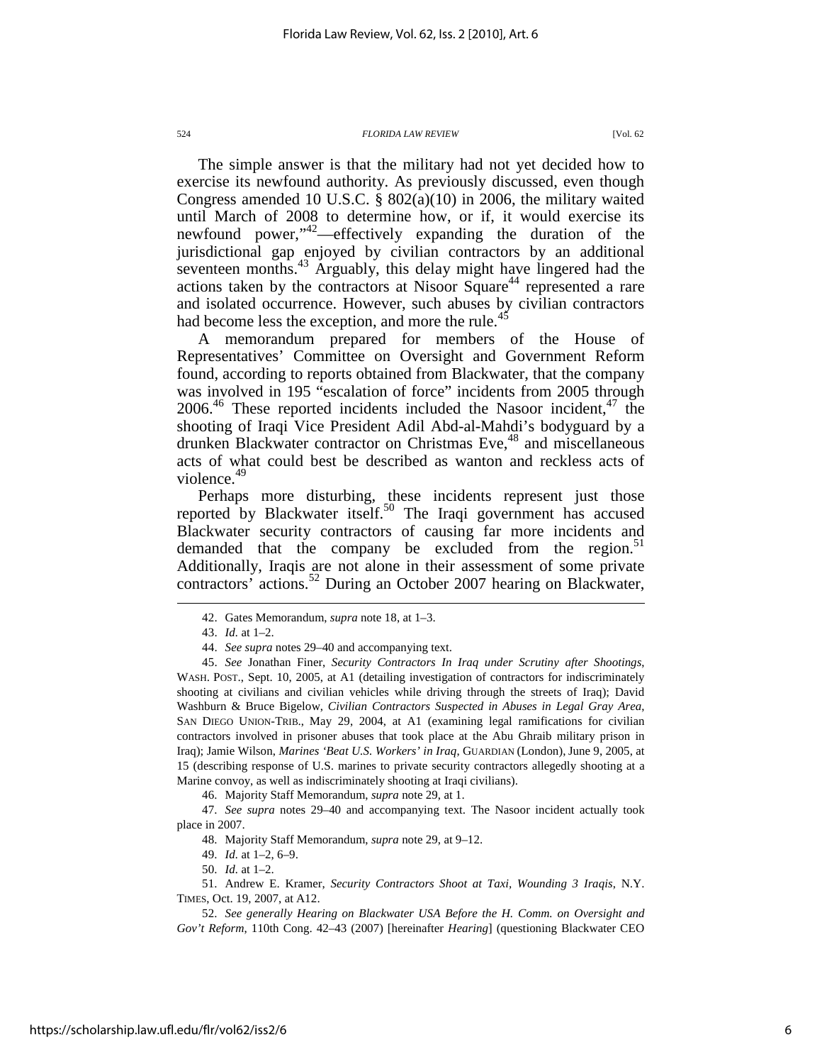The simple answer is that the military had not yet decided how to exercise its newfound authority. As previously discussed, even though Congress amended 10 U.S.C. § 802(a)(10) in 2006, the military waited until March of 2008 to determine how, or if, it would exercise its newfound power,"[42]—effectively expanding the duration of the jurisdictional gap enjoyed by civilian contractors by an additional seventeen months.[43] Arguably, this delay might have lingered had the actions taken by the contractors at Nisoor Square[44] represented a rare and isolated occurrence. However, such abuses by civilian contractors had become less the exception, and more the rule.[45]

A memorandum prepared for members of the House of Representatives' Committee on Oversight and Government Reform found, according to reports obtained from Blackwater, that the company was involved in 195 "escalation of force" incidents from 2005 through 2006.[46] These reported incidents included the Nasoor incident,[47] the shooting of Iraqi Vice President Adil Abd-al-Mahdi's bodyguard by a drunken Blackwater contractor on Christmas Eve,[48] and miscellaneous acts of what could best be described as wanton and reckless acts of violence.[49]

Perhaps more disturbing, these incidents represent just those reported by Blackwater itself.[50] The Iraqi government has accused Blackwater security contractors of causing far more incidents and demanded that the company be excluded from the region.[51] Additionally, Iraqis are not alone in their assessment of some private contractors' actions.[52] During an October 2007 hearing on Blackwater,

---

42. Gates Memorandum, *supra* note 18, at 1–3.

43. *Id.* at 1–2.

44. *See supra* notes 29–40 and accompanying text.

45. *See* Jonathan Finer, *Security Contractors In Iraq under Scrutiny after Shootings*, WASH. POST., Sept. 10, 2005, at A1 (detailing investigation of contractors for indiscriminately shooting at civilians and civilian vehicles while driving through the streets of Iraq); David Washburn & Bruce Bigelow, *Civilian Contractors Suspected in Abuses in Legal Gray Area*, SAN DIEGO UNION-TRIB., May 29, 2004, at A1 (examining legal ramifications for civilian contractors involved in prisoner abuses that took place at the Abu Ghraib military prison in Iraq); Jamie Wilson, *Marines 'Beat U.S. Workers' in Iraq*, GUARDIAN (London), June 9, 2005, at 15 (describing response of U.S. marines to private security contractors allegedly shooting at a Marine convoy, as well as indiscriminately shooting at Iraqi civilians).

46. Majority Staff Memorandum, *supra* note 29, at 1.

47. *See supra* notes 29–40 and accompanying text. The Nasoor incident actually took place in 2007.

48. Majority Staff Memorandum, *supra* note 29, at 9–12.

49. *Id.* at 1–2, 6–9.

50. *Id.* at 1–2.

51. Andrew E. Kramer, *Security Contractors Shoot at Taxi, Wounding 3 Iraqis*, N.Y. TIMES, Oct. 19, 2007, at A12.

52. *See generally Hearing on Blackwater USA Before the H. Comm. on Oversight and Gov't Reform*, 110th Cong. 42–43 (2007) [hereinafter *Hearing*] (questioning Blackwater CEO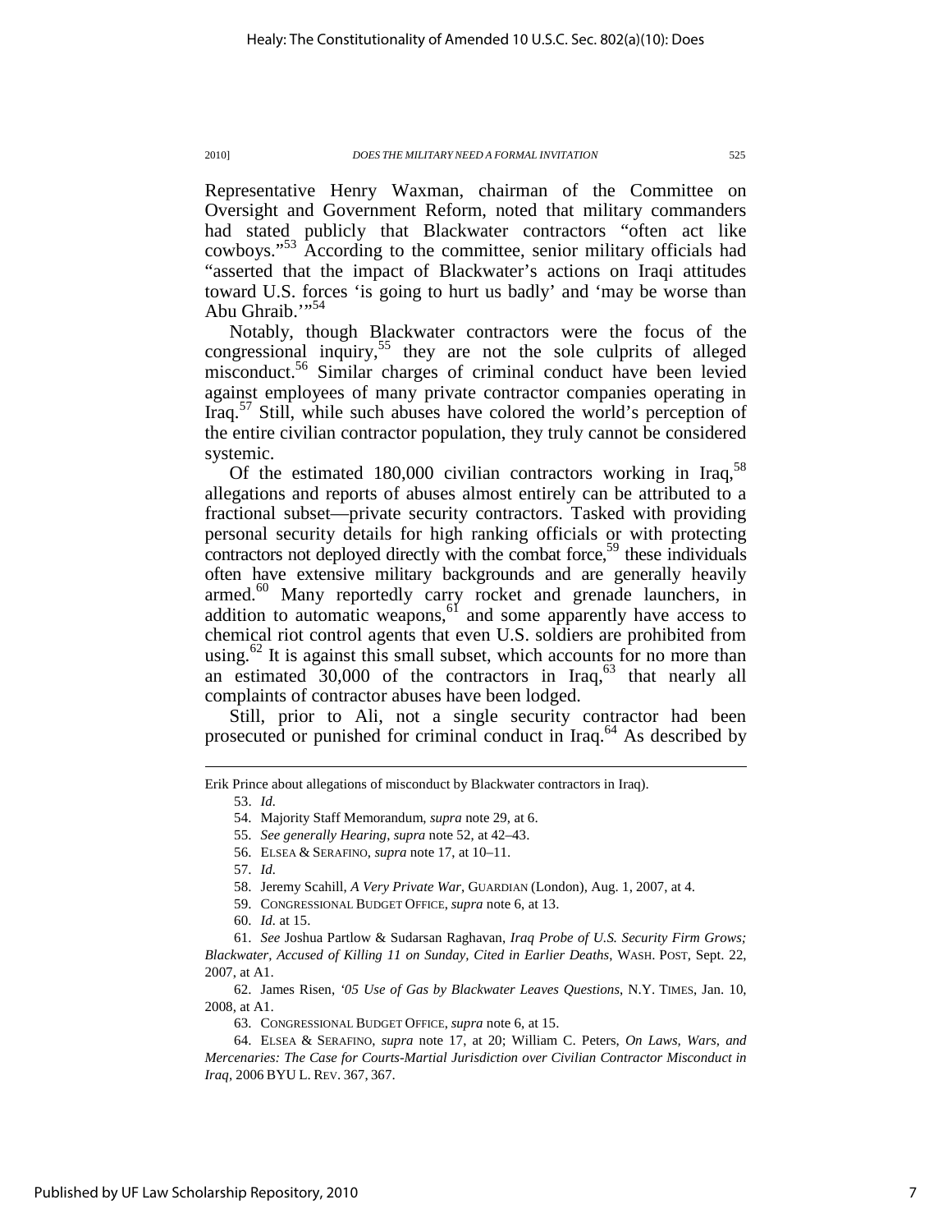Representative Henry Waxman, chairman of the Committee on Oversight and Government Reform, noted that military commanders had stated publicly that Blackwater contractors "often act like cowboys."[53] According to the committee, senior military officials had "asserted that the impact of Blackwater's actions on Iraqi attitudes toward U.S. forces 'is going to hurt us badly' and 'may be worse than Abu Ghraib.'"[54]

Notably, though Blackwater contractors were the focus of the congressional inquiry,[55] they are not the sole culprits of alleged misconduct.[56] Similar charges of criminal conduct have been levied against employees of many private contractor companies operating in Iraq.[57] Still, while such abuses have colored the world's perception of the entire civilian contractor population, they truly cannot be considered systemic.

Of the estimated 180,000 civilian contractors working in Iraq,[58] allegations and reports of abuses almost entirely can be attributed to a fractional subset—private security contractors. Tasked with providing personal security details for high ranking officials or with protecting contractors not deployed directly with the combat force,[59] these individuals often have extensive military backgrounds and are generally heavily armed.[60] Many reportedly carry rocket and grenade launchers, in addition to automatic weapons,[61] and some apparently have access to chemical riot control agents that even U.S. soldiers are prohibited from using.[62] It is against this small subset, which accounts for no more than an estimated 30,000 of the contractors in Iraq,[63] that nearly all complaints of contractor abuses have been lodged.

Still, prior to Ali, not a single security contractor had been prosecuted or punished for criminal conduct in Iraq.[64] As described by

---

Erik Prince about allegations of misconduct by Blackwater contractors in Iraq).

53. *Id.*

54. Majority Staff Memorandum, *supra* note 29, at 6.

55. *See generally Hearing*, *supra* note 52, at 42–43.

56. ELSEA & SERAFINO, *supra* note 17, at 10–11.

57. *Id.*

58. Jeremy Scahill, *A Very Private War*, GUARDIAN (London), Aug. 1, 2007, at 4.

59. CONGRESSIONAL BUDGET OFFICE, *supra* note 6, at 13.

60. *Id.* at 15.

61. *See* Joshua Partlow & Sudarsan Raghavan, *Iraq Probe of U.S. Security Firm Grows; Blackwater, Accused of Killing 11 on Sunday, Cited in Earlier Deaths*, WASH. POST, Sept. 22, 2007, at A1.

62. James Risen, *'05 Use of Gas by Blackwater Leaves Questions*, N.Y. TIMES, Jan. 10, 2008, at A1.

63. CONGRESSIONAL BUDGET OFFICE, *supra* note 6, at 15.

64. ELSEA & SERAFINO, *supra* note 17, at 20; William C. Peters, *On Laws, Wars, and Mercenaries: The Case for Courts-Martial Jurisdiction over Civilian Contractor Misconduct in Iraq*, 2006 BYU L. REV. 367, 367.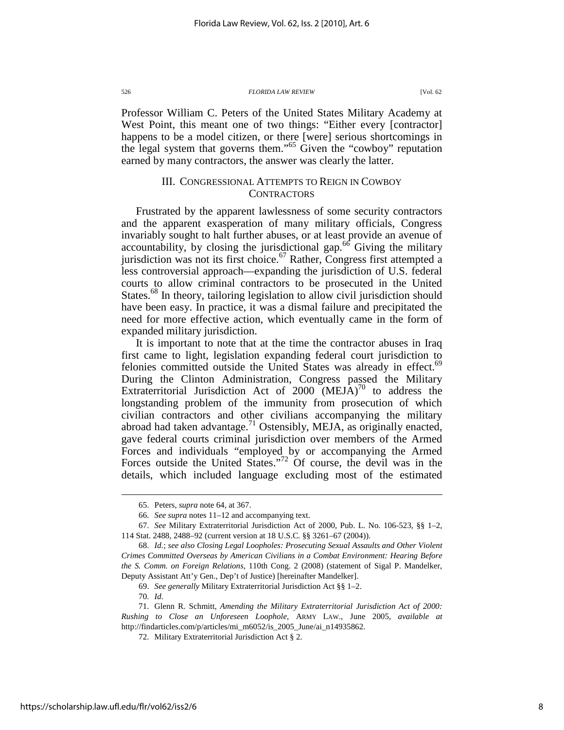Professor William C. Peters of the United States Military Academy at West Point, this meant one of two things: "Either every [contractor] happens to be a model citizen, or there [were] serious shortcomings in the legal system that governs them."[65] Given the "cowboy" reputation earned by many contractors, the answer was clearly the latter.

## III. CONGRESSIONAL ATTEMPTS TO REIGN IN COWBOY CONTRACTORS

Frustrated by the apparent lawlessness of some security contractors and the apparent exasperation of many military officials, Congress invariably sought to halt further abuses, or at least provide an avenue of accountability, by closing the jurisdictional gap.[66] Giving the military jurisdiction was not its first choice.[67] Rather, Congress first attempted a less controversial approach—expanding the jurisdiction of U.S. federal courts to allow criminal contractors to be prosecuted in the United States.[68] In theory, tailoring legislation to allow civil jurisdiction should have been easy. In practice, it was a dismal failure and precipitated the need for more effective action, which eventually came in the form of expanded military jurisdiction.

It is important to note that at the time the contractor abuses in Iraq first came to light, legislation expanding federal court jurisdiction to felonies committed outside the United States was already in effect.[69] During the Clinton Administration, Congress passed the Military Extraterritorial Jurisdiction Act of 2000 (MEJA)[70] to address the longstanding problem of the immunity from prosecution of which civilian contractors and other civilians accompanying the military abroad had taken advantage.[71] Ostensibly, MEJA, as originally enacted, gave federal courts criminal jurisdiction over members of the Armed Forces and individuals "employed by or accompanying the Armed Forces outside the United States."[72] Of course, the devil was in the details, which included language excluding most of the estimated

---

65. Peters, *supra* note 64, at 367.

66. *See supra* notes 11–12 and accompanying text.

67. *See* Military Extraterritorial Jurisdiction Act of 2000, Pub. L. No. 106-523, §§ 1–2, 114 Stat. 2488, 2488–92 (current version at 18 U.S.C. §§ 3261–67 (2004)).

68. *Id.*; *see also Closing Legal Loopholes: Prosecuting Sexual Assaults and Other Violent Crimes Committed Overseas by American Civilians in a Combat Environment: Hearing Before the S. Comm. on Foreign Relations*, 110th Cong. 2 (2008) (statement of Sigal P. Mandelker, Deputy Assistant Att'y Gen., Dep't of Justice) [hereinafter Mandelker].

69. *See generally* Military Extraterritorial Jurisdiction Act §§ 1–2.

70. *Id.*

71. Glenn R. Schmitt, *Amending the Military Extraterritorial Jurisdiction Act of 2000: Rushing to Close an Unforeseen Loophole*, ARMY LAW., June 2005, *available at* http://findarticles.com/p/articles/mi_m6052/is_2005_June/ai_n14935862.

72. Military Extraterritorial Jurisdiction Act § 2.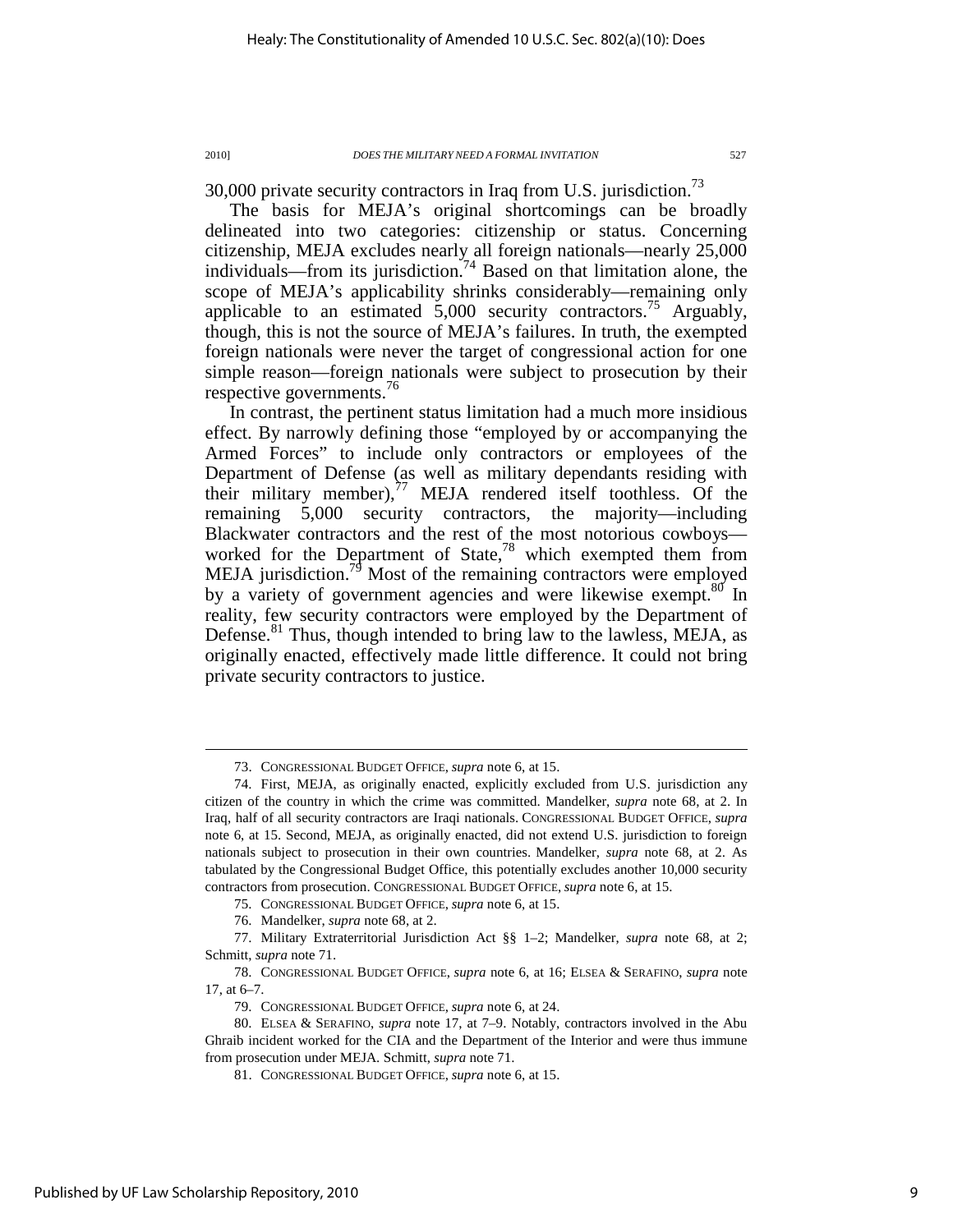30,000 private security contractors in Iraq from U.S. jurisdiction.[73]

The basis for MEJA's original shortcomings can be broadly delineated into two categories: citizenship or status. Concerning citizenship, MEJA excludes nearly all foreign nationals—nearly 25,000 individuals—from its jurisdiction.[74] Based on that limitation alone, the scope of MEJA's applicability shrinks considerably—remaining only applicable to an estimated 5,000 security contractors.[75] Arguably, though, this is not the source of MEJA's failures. In truth, the exempted foreign nationals were never the target of congressional action for one simple reason—foreign nationals were subject to prosecution by their respective governments.[76]

In contrast, the pertinent status limitation had a much more insidious effect. By narrowly defining those "employed by or accompanying the Armed Forces" to include only contractors or employees of the Department of Defense (as well as military dependants residing with their military member),[77] MEJA rendered itself toothless. Of the remaining 5,000 security contractors, the majority—including Blackwater contractors and the rest of the most notorious cowboys—worked for the Department of State,[78] which exempted them from MEJA jurisdiction.[79] Most of the remaining contractors were employed by a variety of government agencies and were likewise exempt.[80] In reality, few security contractors were employed by the Department of Defense.[81] Thus, though intended to bring law to the lawless, MEJA, as originally enacted, effectively made little difference. It could not bring private security contractors to justice.

---

73. CONGRESSIONAL BUDGET OFFICE, *supra* note 6, at 15.

74. First, MEJA, as originally enacted, explicitly excluded from U.S. jurisdiction any citizen of the country in which the crime was committed. Mandelker, *supra* note 68, at 2. In Iraq, half of all security contractors are Iraqi nationals. CONGRESSIONAL BUDGET OFFICE, *supra* note 6, at 15. Second, MEJA, as originally enacted, did not extend U.S. jurisdiction to foreign nationals subject to prosecution in their own countries. Mandelker, *supra* note 68, at 2. As tabulated by the Congressional Budget Office, this potentially excludes another 10,000 security contractors from prosecution. CONGRESSIONAL BUDGET OFFICE, *supra* note 6, at 15.

75. CONGRESSIONAL BUDGET OFFICE, *supra* note 6, at 15.

76. Mandelker, *supra* note 68, at 2.

77. Military Extraterritorial Jurisdiction Act §§ 1–2; Mandelker, *supra* note 68, at 2; Schmitt, *supra* note 71.

78. CONGRESSIONAL BUDGET OFFICE, *supra* note 6, at 16; ELSEA & SERAFINO, *supra* note 17, at 6–7.

79. CONGRESSIONAL BUDGET OFFICE, *supra* note 6, at 24.

80. ELSEA & SERAFINO, *supra* note 17, at 7–9. Notably, contractors involved in the Abu Ghraib incident worked for the CIA and the Department of the Interior and were thus immune from prosecution under MEJA. Schmitt, *supra* note 71.

81. CONGRESSIONAL BUDGET OFFICE, *supra* note 6, at 15.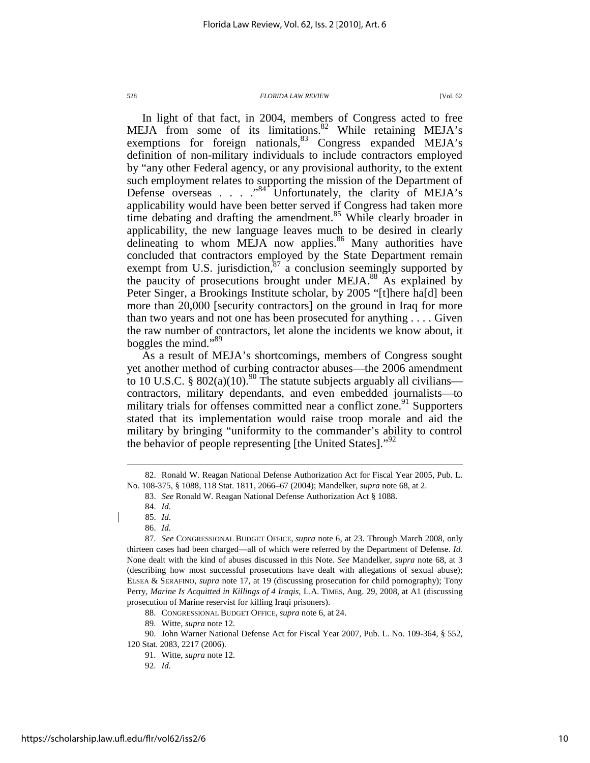In light of that fact, in 2004, members of Congress acted to free MEJA from some of its limitations.[82] While retaining MEJA's exemptions for foreign nationals,[83] Congress expanded MEJA's definition of non-military individuals to include contractors employed by "any other Federal agency, or any provisional authority, to the extent such employment relates to supporting the mission of the Department of Defense overseas . . . ."[84] Unfortunately, the clarity of MEJA's applicability would have been better served if Congress had taken more time debating and drafting the amendment.[85] While clearly broader in applicability, the new language leaves much to be desired in clearly delineating to whom MEJA now applies.[86] Many authorities have concluded that contractors employed by the State Department remain exempt from U.S. jurisdiction,[87] a conclusion seemingly supported by the paucity of prosecutions brought under MEJA.[88] As explained by Peter Singer, a Brookings Institute scholar, by 2005 "[t]here ha[d] been more than 20,000 [security contractors] on the ground in Iraq for more than two years and not one has been prosecuted for anything . . . . Given the raw number of contractors, let alone the incidents we know about, it boggles the mind."[89]

As a result of MEJA's shortcomings, members of Congress sought yet another method of curbing contractor abuses—the 2006 amendment to 10 U.S.C. § 802(a)(10).[90] The statute subjects arguably all civilians—contractors, military dependants, and even embedded journalists—to military trials for offenses committed near a conflict zone.[91] Supporters stated that its implementation would raise troop morale and aid the military by bringing "uniformity to the commander's ability to control the behavior of people representing [the United States]."[92]

---

82. Ronald W. Reagan National Defense Authorization Act for Fiscal Year 2005, Pub. L. No. 108-375, § 1088, 118 Stat. 1811, 2066–67 (2004); Mandelker, *supra* note 68, at 2.

83. *See* Ronald W. Reagan National Defense Authorization Act § 1088.

84. *Id.*

85. *Id.*

86. *Id.*

87. *See* CONGRESSIONAL BUDGET OFFICE, *supra* note 6, at 23. Through March 2008, only thirteen cases had been charged—all of which were referred by the Department of Defense. *Id.* None dealt with the kind of abuses discussed in this Note. *See* Mandelker, *supra* note 68, at 3 (describing how most successful prosecutions have dealt with allegations of sexual abuse); ELSEA & SERAFINO, *supra* note 17, at 19 (discussing prosecution for child pornography); Tony Perry, *Marine Is Acquitted in Killings of 4 Iraqis*, L.A. TIMES, Aug. 29, 2008, at A1 (discussing prosecution of Marine reservist for killing Iraqi prisoners).

88. CONGRESSIONAL BUDGET OFFICE, *supra* note 6, at 24.

89. Witte, *supra* note 12.

90. John Warner National Defense Act for Fiscal Year 2007, Pub. L. No. 109-364, § 552, 120 Stat. 2083, 2217 (2006).

91. Witte, *supra* note 12.

92. *Id.*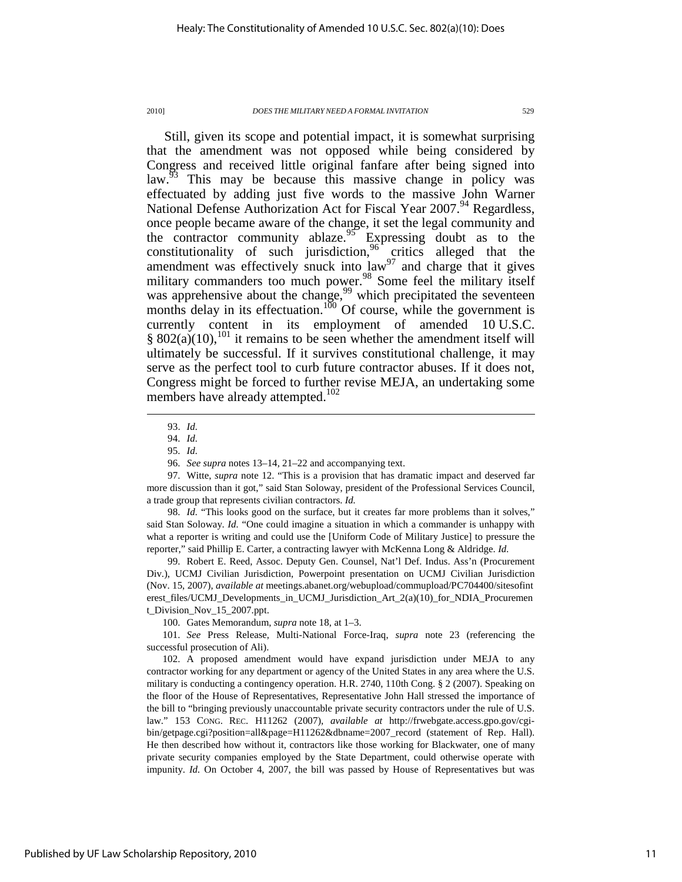Still, given its scope and potential impact, it is somewhat surprising that the amendment was not opposed while being considered by Congress and received little original fanfare after being signed into law.[93] This may be because this massive change in policy was effectuated by adding just five words to the massive John Warner National Defense Authorization Act for Fiscal Year 2007.[94] Regardless, once people became aware of the change, it set the legal community and the contractor community ablaze.[95] Expressing doubt as to the constitutionality of such jurisdiction,[96] critics alleged that the amendment was effectively snuck into law[97] and charge that it gives military commanders too much power.[98] Some feel the military itself was apprehensive about the change,[99] which precipitated the seventeen months delay in its effectuation.[100] Of course, while the government is currently content in its employment of amended 10 U.S.C. § 802(a)(10),[101] it remains to be seen whether the amendment itself will ultimately be successful. If it survives constitutional challenge, it may serve as the perfect tool to curb future contractor abuses. If it does not, Congress might be forced to further revise MEJA, an undertaking some members have already attempted.[102]

---

93. *Id.*

94. *Id.*

95. *Id.*

96. *See supra* notes 13–14, 21–22 and accompanying text.

97. Witte, *supra* note 12. "This is a provision that has dramatic impact and deserved far more discussion than it got," said Stan Soloway, president of the Professional Services Council, a trade group that represents civilian contractors. *Id.*

98. *Id.* "This looks good on the surface, but it creates far more problems than it solves," said Stan Soloway. *Id.* "One could imagine a situation in which a commander is unhappy with what a reporter is writing and could use the [Uniform Code of Military Justice] to pressure the reporter," said Phillip E. Carter, a contracting lawyer with McKenna Long & Aldridge. *Id.*

99. Robert E. Reed, Assoc. Deputy Gen. Counsel, Nat'l Def. Indus. Ass'n (Procurement Div.), UCMJ Civilian Jurisdiction, Powerpoint presentation on UCMJ Civilian Jurisdiction (Nov. 15, 2007), *available at* meetings.abanet.org/webupload/commupload/PC704400/sitesofinterest_files/UCMJ_Developments_in_UCMJ_Jurisdiction_Art_2(a)(10)_for_NDIA_Procurement_Division_Nov_15_2007.ppt.

100. Gates Memorandum, *supra* note 18, at 1–3.

101. *See* Press Release, Multi-National Force-Iraq, *supra* note 23 (referencing the successful prosecution of Ali).

102. A proposed amendment would have expand jurisdiction under MEJA to any contractor working for any department or agency of the United States in any area where the U.S. military is conducting a contingency operation. H.R. 2740, 110th Cong. § 2 (2007). Speaking on the floor of the House of Representatives, Representative John Hall stressed the importance of the bill to "bringing previously unaccountable private security contractors under the rule of U.S. law." 153 CONG. REC. H11262 (2007), *available at* http://frwebgate.access.gpo.gov/cgi-bin/getpage.cgi?position=all&page=H11262&dbname=2007_record (statement of Rep. Hall). He then described how without it, contractors like those working for Blackwater, one of many private security companies employed by the State Department, could otherwise operate with impunity. *Id.* On October 4, 2007, the bill was passed by House of Representatives but was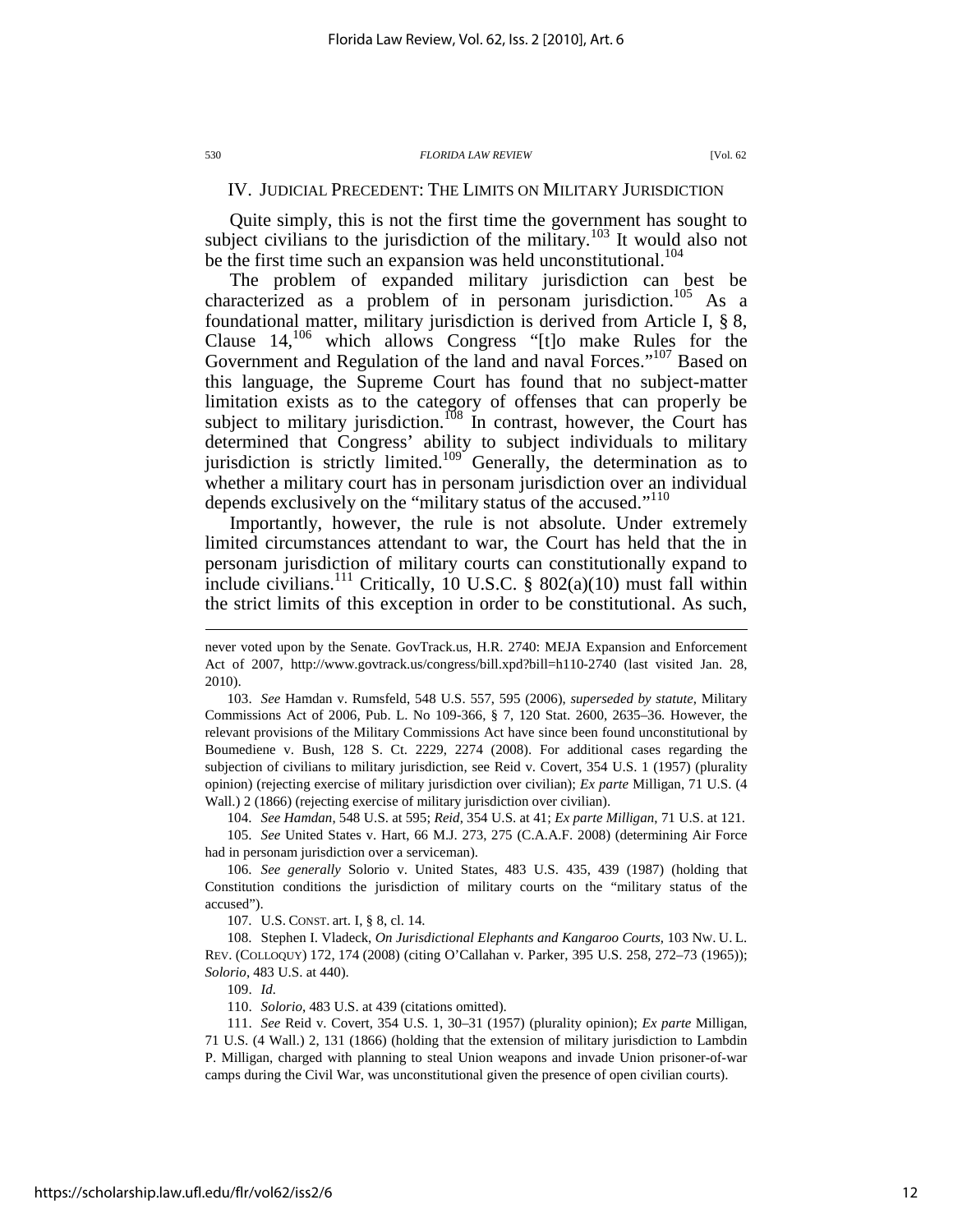## IV. JUDICIAL PRECEDENT: THE LIMITS ON MILITARY JURISDICTION

Quite simply, this is not the first time the government has sought to subject civilians to the jurisdiction of the military.[103] It would also not be the first time such an expansion was held unconstitutional.[104]

The problem of expanded military jurisdiction can best be characterized as a problem of in personam jurisdiction.[105] As a foundational matter, military jurisdiction is derived from Article I, § 8, Clause 14,[106] which allows Congress "[t]o make Rules for the Government and Regulation of the land and naval Forces."[107] Based on this language, the Supreme Court has found that no subject-matter limitation exists as to the category of offenses that can properly be subject to military jurisdiction.[108] In contrast, however, the Court has determined that Congress' ability to subject individuals to military jurisdiction is strictly limited.[109] Generally, the determination as to whether a military court has in personam jurisdiction over an individual depends exclusively on the "military status of the accused."[110]

Importantly, however, the rule is not absolute. Under extremely limited circumstances attendant to war, the Court has held that the in personam jurisdiction of military courts can constitutionally expand to include civilians.[111] Critically, 10 U.S.C. § 802(a)(10) must fall within the strict limits of this exception in order to be constitutional. As such,

---

never voted upon by the Senate. GovTrack.us, H.R. 2740: MEJA Expansion and Enforcement Act of 2007, http://www.govtrack.us/congress/bill.xpd?bill=h110-2740 (last visited Jan. 28, 2010).

103. *See* Hamdan v. Rumsfeld, 548 U.S. 557, 595 (2006), *superseded by statute*, Military Commissions Act of 2006, Pub. L. No 109-366, § 7, 120 Stat. 2600, 2635–36. However, the relevant provisions of the Military Commissions Act have since been found unconstitutional by Boumediene v. Bush, 128 S. Ct. 2229, 2274 (2008). For additional cases regarding the subjection of civilians to military jurisdiction, see Reid v. Covert, 354 U.S. 1 (1957) (plurality opinion) (rejecting exercise of military jurisdiction over civilian); *Ex parte* Milligan, 71 U.S. (4 Wall.) 2 (1866) (rejecting exercise of military jurisdiction over civilian).

104. *See Hamdan*, 548 U.S. at 595; *Reid*, 354 U.S. at 41; *Ex parte Milligan*, 71 U.S. at 121.

105. *See* United States v. Hart, 66 M.J. 273, 275 (C.A.A.F. 2008) (determining Air Force had in personam jurisdiction over a serviceman).

106. *See generally* Solorio v. United States, 483 U.S. 435, 439 (1987) (holding that Constitution conditions the jurisdiction of military courts on the "military status of the accused").

107. U.S. CONST. art. I, § 8, cl. 14.

108. Stephen I. Vladeck, *On Jurisdictional Elephants and Kangaroo Courts*, 103 NW. U. L. REV. (COLLOQUY) 172, 174 (2008) (citing O'Callahan v. Parker, 395 U.S. 258, 272–73 (1965)); *Solorio*, 483 U.S. at 440).

109. *Id.*

110. *Solorio*, 483 U.S. at 439 (citations omitted).

111. *See* Reid v. Covert, 354 U.S. 1, 30–31 (1957) (plurality opinion); *Ex parte* Milligan, 71 U.S. (4 Wall.) 2, 131 (1866) (holding that the extension of military jurisdiction to Lambdin P. Milligan, charged with planning to steal Union weapons and invade Union prisoner-of-war camps during the Civil War, was unconstitutional given the presence of open civilian courts).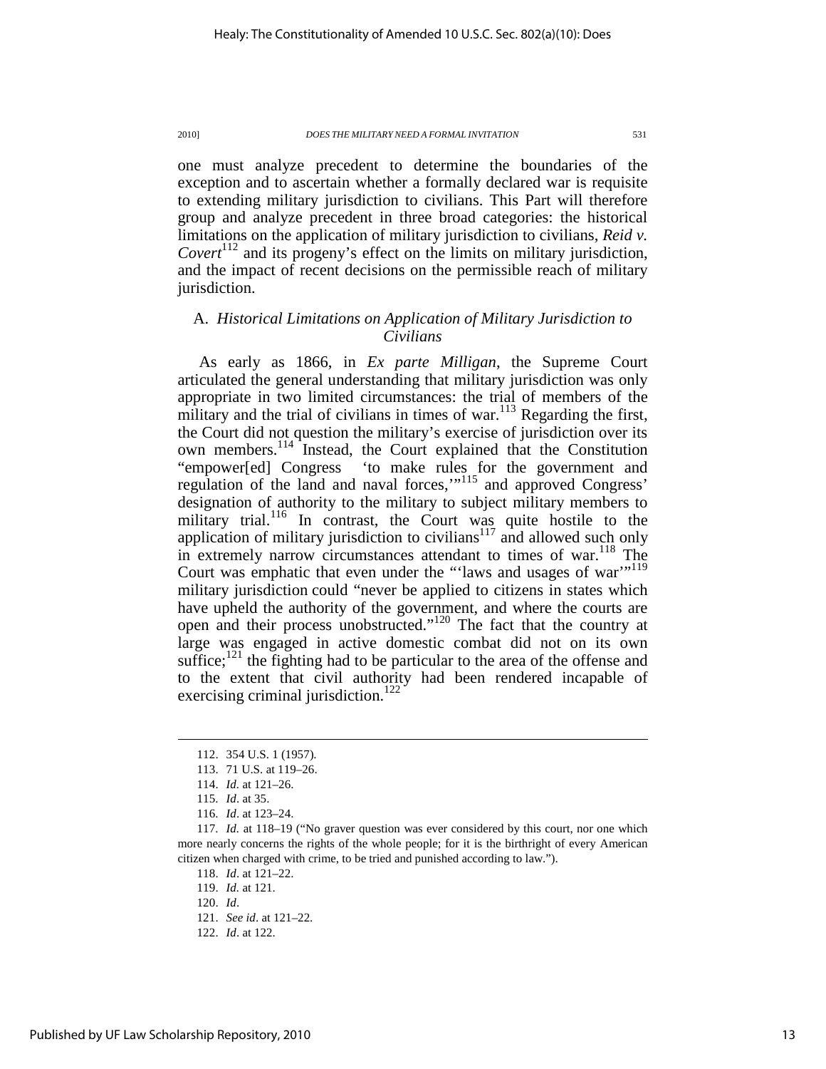one must analyze precedent to determine the boundaries of the exception and to ascertain whether a formally declared war is requisite to extending military jurisdiction to civilians. This Part will therefore group and analyze precedent in three broad categories: the historical limitations on the application of military jurisdiction to civilians, *Reid v. Covert*[112] and its progeny's effect on the limits on military jurisdiction, and the impact of recent decisions on the permissible reach of military jurisdiction.

## A. *Historical Limitations on Application of Military Jurisdiction to Civilians*

As early as 1866, in *Ex parte Milligan*, the Supreme Court articulated the general understanding that military jurisdiction was only appropriate in two limited circumstances: the trial of members of the military and the trial of civilians in times of war.[113] Regarding the first, the Court did not question the military's exercise of jurisdiction over its own members.[114] Instead, the Court explained that the Constitution "empower[ed] Congress 'to make rules for the government and regulation of the land and naval forces,'"[115] and approved Congress' designation of authority to the military to subject military members to military trial.[116] In contrast, the Court was quite hostile to the application of military jurisdiction to civilians[117] and allowed such only in extremely narrow circumstances attendant to times of war.[118] The Court was emphatic that even under the "'laws and usages of war'"[119] military jurisdiction could "never be applied to citizens in states which have upheld the authority of the government, and where the courts are open and their process unobstructed."[120] The fact that the country at large was engaged in active domestic combat did not on its own suffice;[121] the fighting had to be particular to the area of the offense and to the extent that civil authority had been rendered incapable of exercising criminal jurisdiction.[122]

---

112. 354 U.S. 1 (1957).

113. 71 U.S. at 119–26.

114. *Id.* at 121–26.

115. *Id*. at 35.

116. *Id*. at 123–24.

117. *Id.* at 118–19 ("No graver question was ever considered by this court, nor one which more nearly concerns the rights of the whole people; for it is the birthright of every American citizen when charged with crime, to be tried and punished according to law.").

118. *Id*. at 121–22.

119. *Id.* at 121.

120. *Id*.

121. *See id*. at 121–22.

122. *Id*. at 122.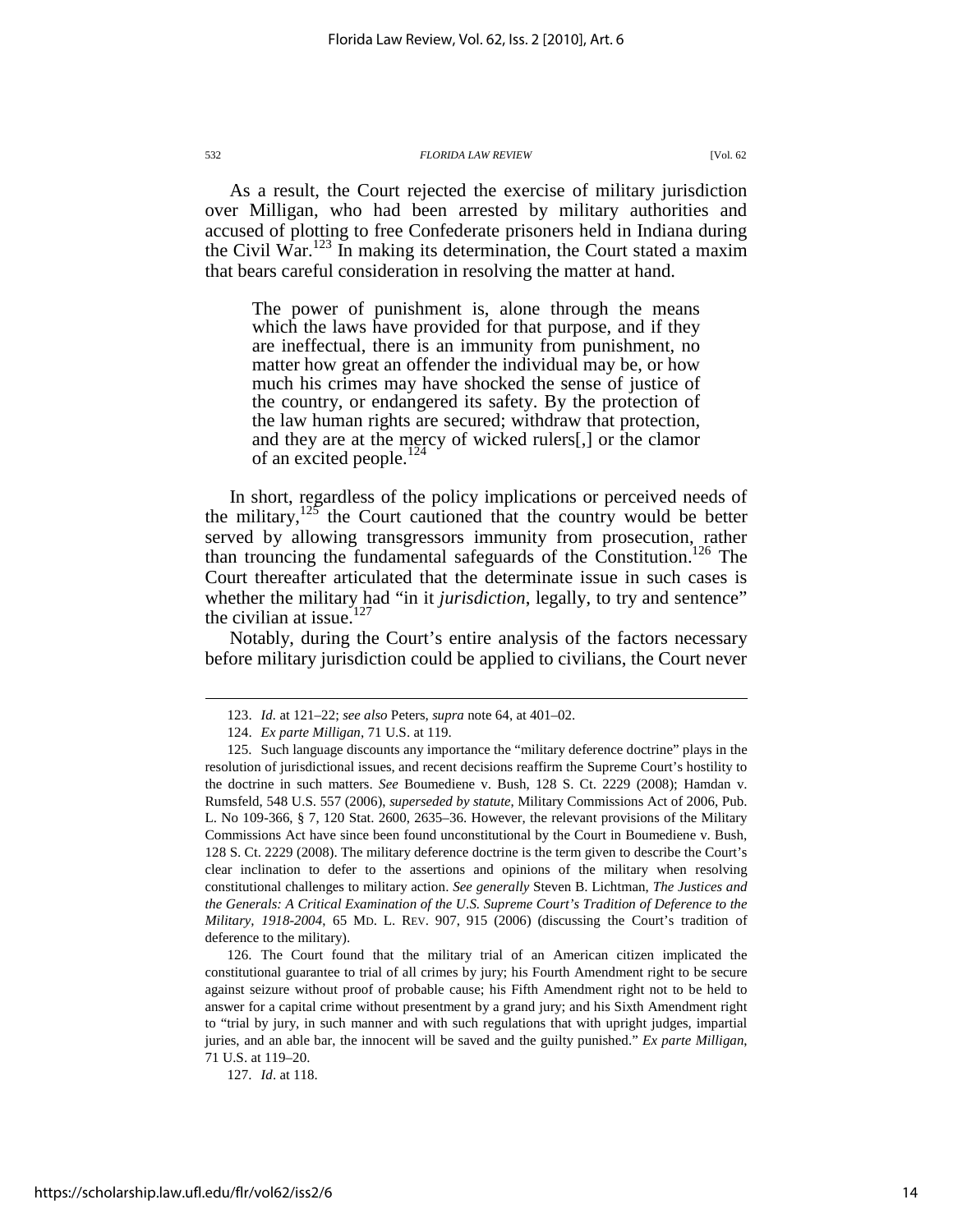As a result, the Court rejected the exercise of military jurisdiction over Milligan, who had been arrested by military authorities and accused of plotting to free Confederate prisoners held in Indiana during the Civil War.[123] In making its determination, the Court stated a maxim that bears careful consideration in resolving the matter at hand.

> The power of punishment is, alone through the means which the laws have provided for that purpose, and if they are ineffectual, there is an immunity from punishment, no matter how great an offender the individual may be, or how much his crimes may have shocked the sense of justice of the country, or endangered its safety. By the protection of the law human rights are secured; withdraw that protection, and they are at the mercy of wicked rulers[,] or the clamor of an excited people.[124]

In short, regardless of the policy implications or perceived needs of the military,[125] the Court cautioned that the country would be better served by allowing transgressors immunity from prosecution, rather than trouncing the fundamental safeguards of the Constitution.[126] The Court thereafter articulated that the determinate issue in such cases is whether the military had "in it *jurisdiction*, legally, to try and sentence" the civilian at issue.[127]

Notably, during the Court's entire analysis of the factors necessary before military jurisdiction could be applied to civilians, the Court never

---

123. *Id.* at 121–22; *see also* Peters, *supra* note 64, at 401–02.

124. *Ex parte Milligan*, 71 U.S. at 119.

125. Such language discounts any importance the "military deference doctrine" plays in the resolution of jurisdictional issues, and recent decisions reaffirm the Supreme Court's hostility to the doctrine in such matters. *See* Boumediene v. Bush, 128 S. Ct. 2229 (2008); Hamdan v. Rumsfeld, 548 U.S. 557 (2006), *superseded by statute*, Military Commissions Act of 2006, Pub. L. No 109-366, § 7, 120 Stat. 2600, 2635–36. However, the relevant provisions of the Military Commissions Act have since been found unconstitutional by the Court in Boumediene v. Bush, 128 S. Ct. 2229 (2008). The military deference doctrine is the term given to describe the Court's clear inclination to defer to the assertions and opinions of the military when resolving constitutional challenges to military action. *See generally* Steven B. Lichtman, *The Justices and the Generals: A Critical Examination of the U.S. Supreme Court's Tradition of Deference to the Military, 1918-2004*, 65 MD. L. REV. 907, 915 (2006) (discussing the Court's tradition of deference to the military).

126. The Court found that the military trial of an American citizen implicated the constitutional guarantee to trial of all crimes by jury; his Fourth Amendment right to be secure against seizure without proof of probable cause; his Fifth Amendment right not to be held to answer for a capital crime without presentment by a grand jury; and his Sixth Amendment right to "trial by jury, in such manner and with such regulations that with upright judges, impartial juries, and an able bar, the innocent will be saved and the guilty punished." *Ex parte Milligan*, 71 U.S. at 119–20.

127. *Id*. at 118.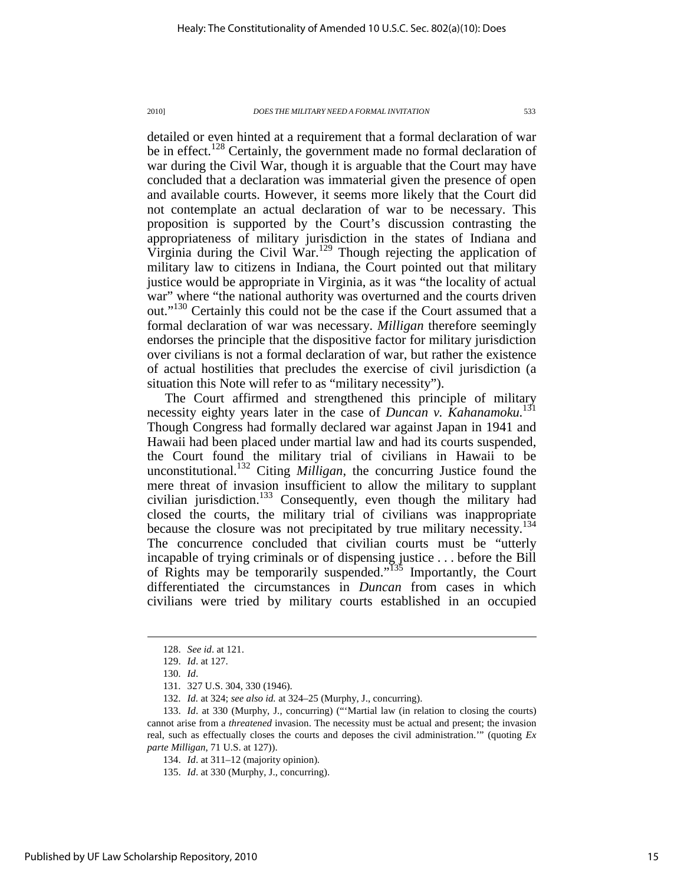detailed or even hinted at a requirement that a formal declaration of war be in effect.[128] Certainly, the government made no formal declaration of war during the Civil War, though it is arguable that the Court may have concluded that a declaration was immaterial given the presence of open and available courts. However, it seems more likely that the Court did not contemplate an actual declaration of war to be necessary. This proposition is supported by the Court's discussion contrasting the appropriateness of military jurisdiction in the states of Indiana and Virginia during the Civil War.[129] Though rejecting the application of military law to citizens in Indiana, the Court pointed out that military justice would be appropriate in Virginia, as it was "the locality of actual war" where "the national authority was overturned and the courts driven out."[130] Certainly this could not be the case if the Court assumed that a formal declaration of war was necessary. *Milligan* therefore seemingly endorses the principle that the dispositive factor for military jurisdiction over civilians is not a formal declaration of war, but rather the existence of actual hostilities that precludes the exercise of civil jurisdiction (a situation this Note will refer to as "military necessity").

The Court affirmed and strengthened this principle of military necessity eighty years later in the case of *Duncan v. Kahanamoku.*[131] Though Congress had formally declared war against Japan in 1941 and Hawaii had been placed under martial law and had its courts suspended, the Court found the military trial of civilians in Hawaii to be unconstitutional.[132] Citing *Milligan*, the concurring Justice found the mere threat of invasion insufficient to allow the military to supplant civilian jurisdiction.[133] Consequently, even though the military had closed the courts, the military trial of civilians was inappropriate because the closure was not precipitated by true military necessity.[134] The concurrence concluded that civilian courts must be "utterly incapable of trying criminals or of dispensing justice . . . before the Bill of Rights may be temporarily suspended."[135] Importantly, the Court differentiated the circumstances in *Duncan* from cases in which civilians were tried by military courts established in an occupied

---

128. *See id*. at 121.

129. *Id*. at 127.

130. *Id*.

131. 327 U.S. 304, 330 (1946).

132. *Id.* at 324; *see also id.* at 324–25 (Murphy, J., concurring).

133. *Id*. at 330 (Murphy, J., concurring) ("'Martial law (in relation to closing the courts) cannot arise from a *threatened* invasion. The necessity must be actual and present; the invasion real, such as effectually closes the courts and deposes the civil administration.'" (quoting *Ex parte Milligan*, 71 U.S. at 127)).

134. *Id*. at 311–12 (majority opinion).

135. *Id*. at 330 (Murphy, J., concurring).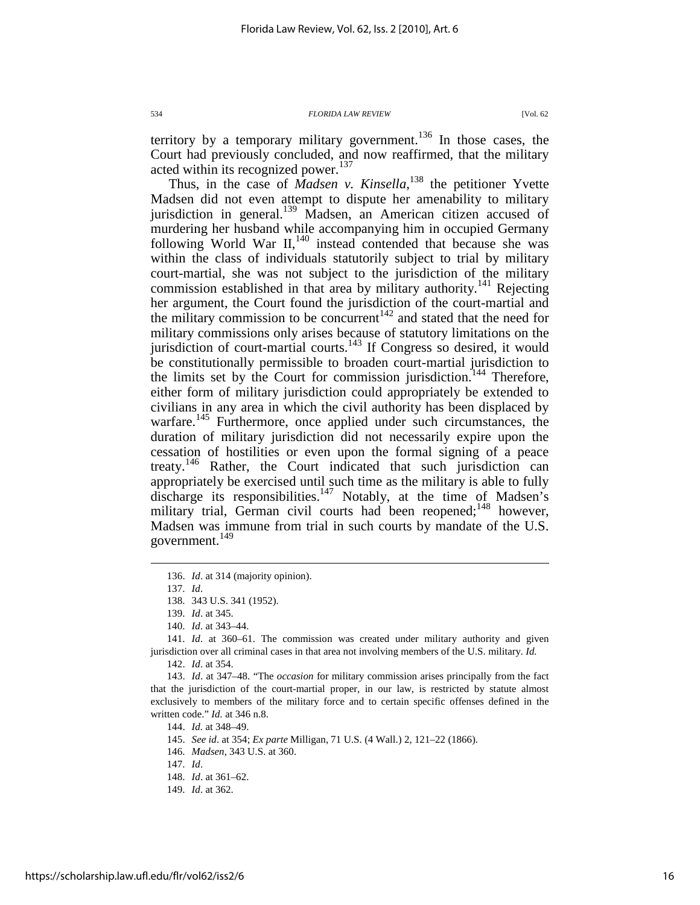territory by a temporary military government.[136] In those cases, the Court had previously concluded, and now reaffirmed, that the military acted within its recognized power.[137]

Thus, in the case of *Madsen v. Kinsella*,[138] the petitioner Yvette Madsen did not even attempt to dispute her amenability to military jurisdiction in general.[139] Madsen, an American citizen accused of murdering her husband while accompanying him in occupied Germany following World War II,[140] instead contended that because she was within the class of individuals statutorily subject to trial by military court-martial, she was not subject to the jurisdiction of the military commission established in that area by military authority.[141] Rejecting her argument, the Court found the jurisdiction of the court-martial and the military commission to be concurrent[142] and stated that the need for military commissions only arises because of statutory limitations on the jurisdiction of court-martial courts.[143] If Congress so desired, it would be constitutionally permissible to broaden court-martial jurisdiction to the limits set by the Court for commission jurisdiction.[144] Therefore, either form of military jurisdiction could appropriately be extended to civilians in any area in which the civil authority has been displaced by warfare.[145] Furthermore, once applied under such circumstances, the duration of military jurisdiction did not necessarily expire upon the cessation of hostilities or even upon the formal signing of a peace treaty.[146] Rather, the Court indicated that such jurisdiction can appropriately be exercised until such time as the military is able to fully discharge its responsibilities.[147] Notably, at the time of Madsen's military trial, German civil courts had been reopened;[148] however, Madsen was immune from trial in such courts by mandate of the U.S. government.[149]

---

136. *Id*. at 314 (majority opinion).

137. *Id*.

138. 343 U.S. 341 (1952).

139. *Id*. at 345.

140. *Id*. at 343–44.

141. *Id*. at 360–61. The commission was created under military authority and given jurisdiction over all criminal cases in that area not involving members of the U.S. military. *Id.*

142. *Id*. at 354.

143. *Id*. at 347–48. "The *occasion* for military commission arises principally from the fact that the jurisdiction of the court-martial proper, in our law, is restricted by statute almost exclusively to members of the military force and to certain specific offenses defined in the written code." *Id.* at 346 n.8.

144. *Id.* at 348–49.

145. *See id*. at 354; *Ex parte* Milligan, 71 U.S. (4 Wall.) 2, 121–22 (1866).

146. *Madsen*, 343 U.S. at 360.

147. *Id*.

148. *Id*. at 361–62.

149. *Id*. at 362.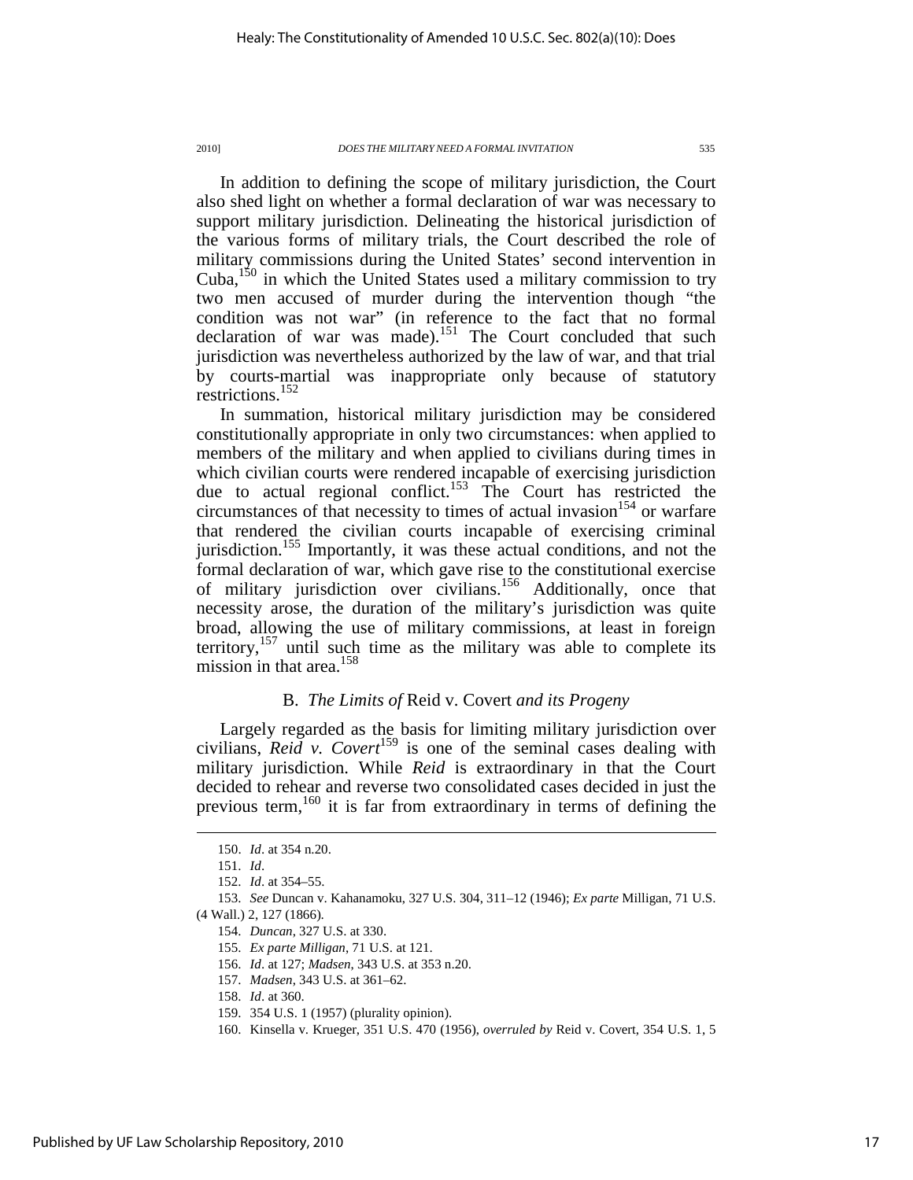In addition to defining the scope of military jurisdiction, the Court also shed light on whether a formal declaration of war was necessary to support military jurisdiction. Delineating the historical jurisdiction of the various forms of military trials, the Court described the role of military commissions during the United States' second intervention in Cuba,[150] in which the United States used a military commission to try two men accused of murder during the intervention though "the condition was not war" (in reference to the fact that no formal declaration of war was made).[151] The Court concluded that such jurisdiction was nevertheless authorized by the law of war, and that trial by courts-martial was inappropriate only because of statutory restrictions.[152]

In summation, historical military jurisdiction may be considered constitutionally appropriate in only two circumstances: when applied to members of the military and when applied to civilians during times in which civilian courts were rendered incapable of exercising jurisdiction due to actual regional conflict.[153] The Court has restricted the circumstances of that necessity to times of actual invasion[154] or warfare that rendered the civilian courts incapable of exercising criminal jurisdiction.[155] Importantly, it was these actual conditions, and not the formal declaration of war, which gave rise to the constitutional exercise of military jurisdiction over civilians.[156] Additionally, once that necessity arose, the duration of the military's jurisdiction was quite broad, allowing the use of military commissions, at least in foreign territory,[157] until such time as the military was able to complete its mission in that area.[158]

### B. *The Limits of* Reid v. Covert *and its Progeny*

Largely regarded as the basis for limiting military jurisdiction over civilians, *Reid v. Covert*[159] is one of the seminal cases dealing with military jurisdiction. While *Reid* is extraordinary in that the Court decided to rehear and reverse two consolidated cases decided in just the previous term,[160] it is far from extraordinary in terms of defining the

---

150. *Id*. at 354 n.20.

151. *Id*.

152. *Id*. at 354–55.

153. *See* Duncan v. Kahanamoku, 327 U.S. 304, 311–12 (1946); *Ex parte* Milligan, 71 U.S. (4 Wall.) 2, 127 (1866).

154. *Duncan*, 327 U.S. at 330.

155. *Ex parte Milligan*, 71 U.S. at 121.

156. *Id*. at 127; *Madsen*, 343 U.S. at 353 n.20.

157. *Madsen*, 343 U.S. at 361–62.

158. *Id*. at 360.

159. 354 U.S. 1 (1957) (plurality opinion).

160. Kinsella v. Krueger, 351 U.S. 470 (1956), *overruled by* Reid v. Covert, 354 U.S. 1, 5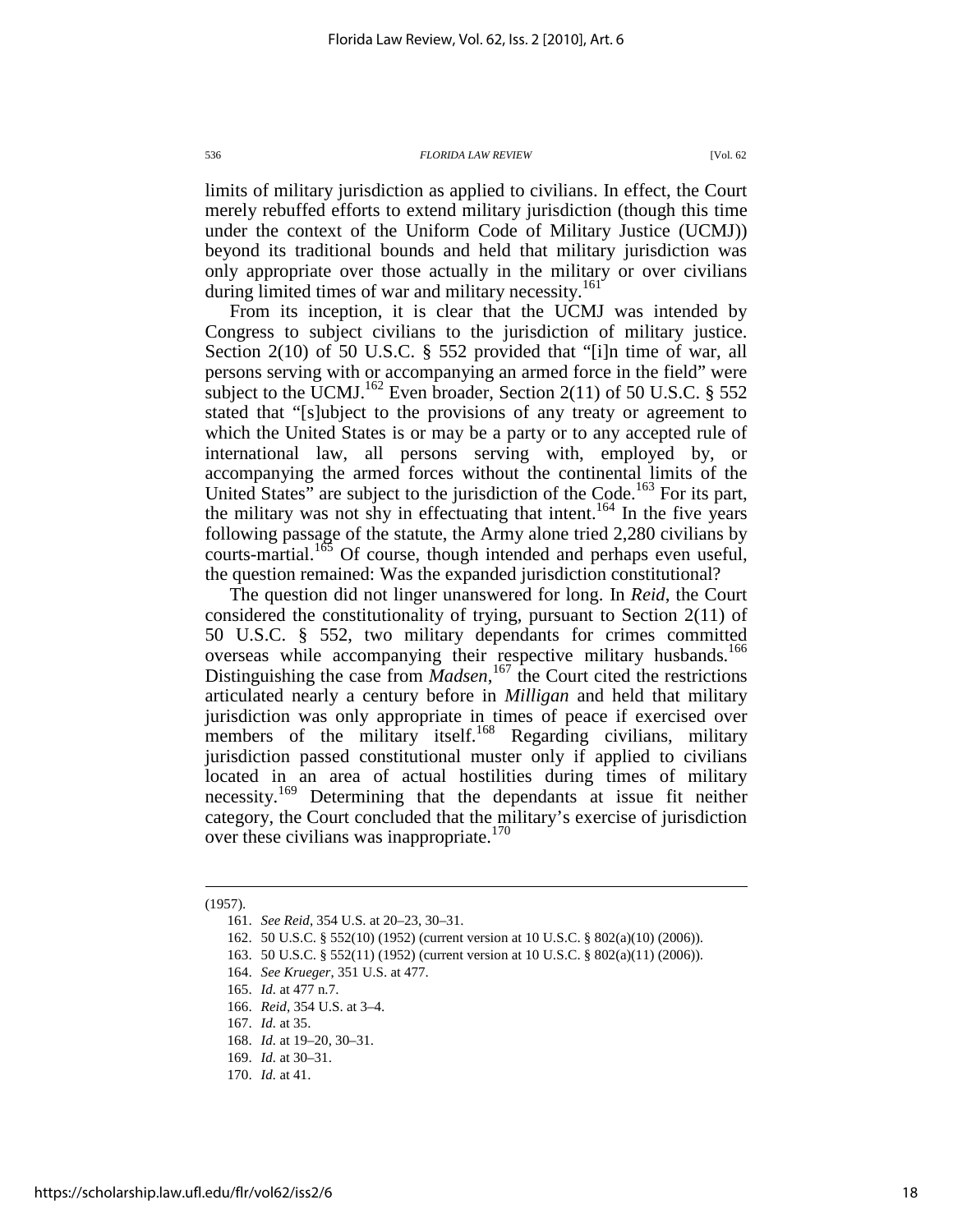limits of military jurisdiction as applied to civilians. In effect, the Court merely rebuffed efforts to extend military jurisdiction (though this time under the context of the Uniform Code of Military Justice (UCMJ)) beyond its traditional bounds and held that military jurisdiction was only appropriate over those actually in the military or over civilians during limited times of war and military necessity.[161]

From its inception, it is clear that the UCMJ was intended by Congress to subject civilians to the jurisdiction of military justice. Section 2(10) of 50 U.S.C. § 552 provided that "[i]n time of war, all persons serving with or accompanying an armed force in the field" were subject to the UCMJ.[162] Even broader, Section 2(11) of 50 U.S.C. § 552 stated that "[s]ubject to the provisions of any treaty or agreement to which the United States is or may be a party or to any accepted rule of international law, all persons serving with, employed by, or accompanying the armed forces without the continental limits of the United States" are subject to the jurisdiction of the Code.[163] For its part, the military was not shy in effectuating that intent.[164] In the five years following passage of the statute, the Army alone tried 2,280 civilians by courts-martial.[165] Of course, though intended and perhaps even useful, the question remained: Was the expanded jurisdiction constitutional?

The question did not linger unanswered for long. In *Reid*, the Court considered the constitutionality of trying, pursuant to Section 2(11) of 50 U.S.C. § 552, two military dependants for crimes committed overseas while accompanying their respective military husbands.[166] Distinguishing the case from *Madsen*,[167] the Court cited the restrictions articulated nearly a century before in *Milligan* and held that military jurisdiction was only appropriate in times of peace if exercised over members of the military itself.[168] Regarding civilians, military jurisdiction passed constitutional muster only if applied to civilians located in an area of actual hostilities during times of military necessity.[169] Determining that the dependants at issue fit neither category, the Court concluded that the military's exercise of jurisdiction over these civilians was inappropriate.[170]

---

(1957).

161. *See Reid*, 354 U.S. at 20–23, 30–31.
162. 50 U.S.C. § 552(10) (1952) (current version at 10 U.S.C. § 802(a)(10) (2006)).
163. 50 U.S.C. § 552(11) (1952) (current version at 10 U.S.C. § 802(a)(11) (2006)).
164. *See Krueger*, 351 U.S. at 477.
165. *Id.* at 477 n.7.
166. *Reid*, 354 U.S. at 3–4.
167. *Id.* at 35.
168. *Id.* at 19–20, 30–31.
169. *Id.* at 30–31.
170. *Id.* at 41.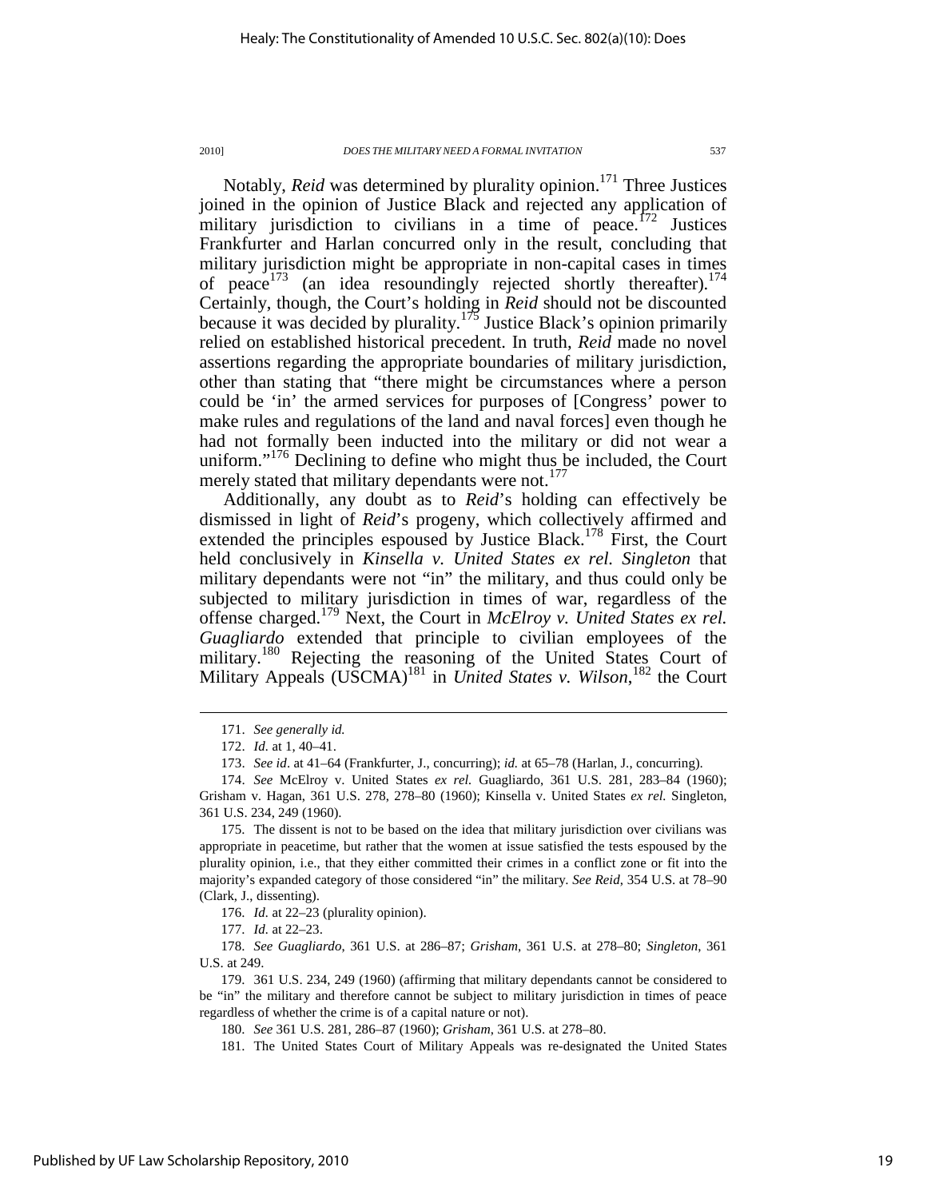Notably, *Reid* was determined by plurality opinion.[171] Three Justices joined in the opinion of Justice Black and rejected any application of military jurisdiction to civilians in a time of peace.[172] Justices Frankfurter and Harlan concurred only in the result, concluding that military jurisdiction might be appropriate in non-capital cases in times of peace[173] (an idea resoundingly rejected shortly thereafter).[174] Certainly, though, the Court's holding in *Reid* should not be discounted because it was decided by plurality.[175] Justice Black's opinion primarily relied on established historical precedent. In truth, *Reid* made no novel assertions regarding the appropriate boundaries of military jurisdiction, other than stating that "there might be circumstances where a person could be 'in' the armed services for purposes of [Congress' power to make rules and regulations of the land and naval forces] even though he had not formally been inducted into the military or did not wear a uniform."[176] Declining to define who might thus be included, the Court merely stated that military dependants were not.[177]

Additionally, any doubt as to *Reid*'s holding can effectively be dismissed in light of *Reid*'s progeny, which collectively affirmed and extended the principles espoused by Justice Black.[178] First, the Court held conclusively in *Kinsella v. United States ex rel. Singleton* that military dependants were not "in" the military, and thus could only be subjected to military jurisdiction in times of war, regardless of the offense charged.[179] Next, the Court in *McElroy v. United States ex rel. Guagliardo* extended that principle to civilian employees of the military.[180] Rejecting the reasoning of the United States Court of Military Appeals (USCMA)[181] in *United States v. Wilson*,[182] the Court

---

171. *See generally id.*

172. *Id.* at 1, 40–41.

173. *See id*. at 41–64 (Frankfurter, J., concurring); *id.* at 65–78 (Harlan, J., concurring).

174. *See* McElroy v. United States *ex rel.* Guagliardo, 361 U.S. 281, 283–84 (1960); Grisham v. Hagan, 361 U.S. 278, 278–80 (1960); Kinsella v. United States *ex rel.* Singleton, 361 U.S. 234, 249 (1960).

175. The dissent is not to be based on the idea that military jurisdiction over civilians was appropriate in peacetime, but rather that the women at issue satisfied the tests espoused by the plurality opinion, i.e., that they either committed their crimes in a conflict zone or fit into the majority's expanded category of those considered "in" the military. *See Reid*, 354 U.S. at 78–90 (Clark, J., dissenting).

176. *Id.* at 22–23 (plurality opinion).

177. *Id.* at 22–23.

178. *See Guagliardo*, 361 U.S. at 286–87; *Grisham*, 361 U.S. at 278–80; *Singleton*, 361 U.S. at 249.

179. 361 U.S. 234, 249 (1960) (affirming that military dependants cannot be considered to be "in" the military and therefore cannot be subject to military jurisdiction in times of peace regardless of whether the crime is of a capital nature or not).

180. *See* 361 U.S. 281, 286–87 (1960); *Grisham*, 361 U.S. at 278–80.

181. The United States Court of Military Appeals was re-designated the United States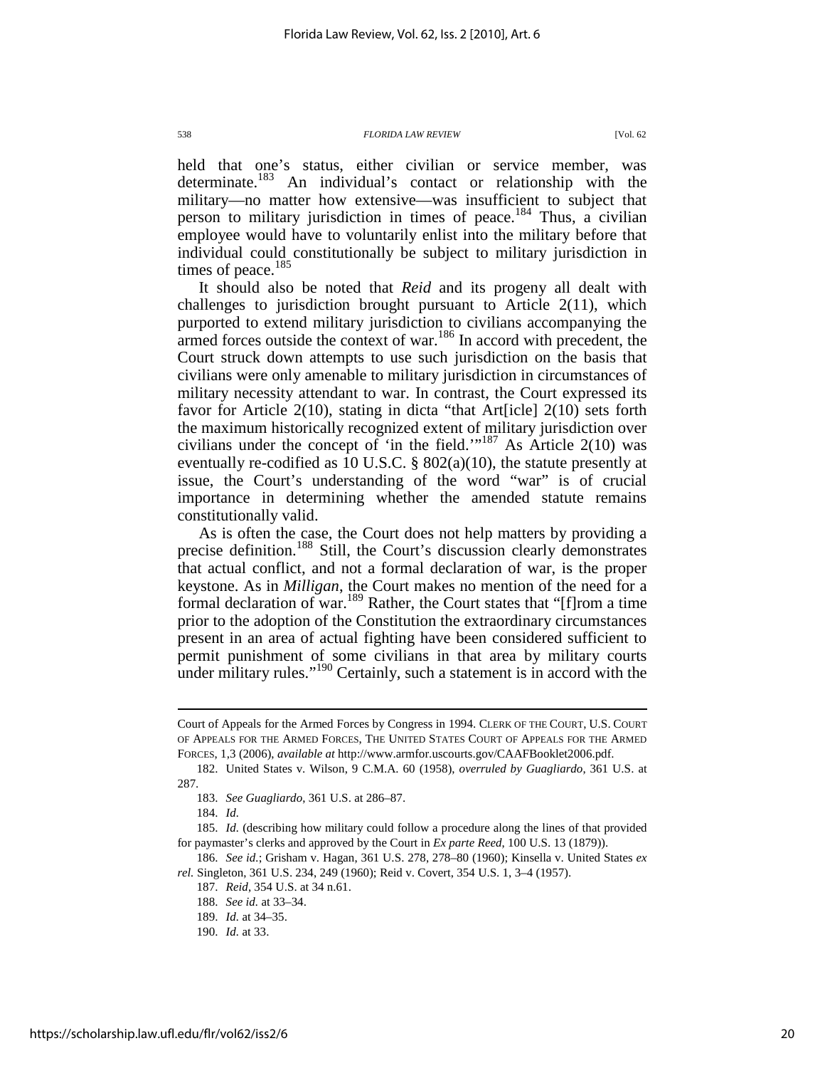held that one's status, either civilian or service member, was determinate.[183] An individual's contact or relationship with the military—no matter how extensive—was insufficient to subject that person to military jurisdiction in times of peace.[184] Thus, a civilian employee would have to voluntarily enlist into the military before that individual could constitutionally be subject to military jurisdiction in times of peace.[185]

It should also be noted that *Reid* and its progeny all dealt with challenges to jurisdiction brought pursuant to Article 2(11), which purported to extend military jurisdiction to civilians accompanying the armed forces outside the context of war.[186] In accord with precedent, the Court struck down attempts to use such jurisdiction on the basis that civilians were only amenable to military jurisdiction in circumstances of military necessity attendant to war. In contrast, the Court expressed its favor for Article 2(10), stating in dicta "that Art[icle] 2(10) sets forth the maximum historically recognized extent of military jurisdiction over civilians under the concept of 'in the field.'"[187] As Article 2(10) was eventually re-codified as 10 U.S.C. § 802(a)(10), the statute presently at issue, the Court's understanding of the word "war" is of crucial importance in determining whether the amended statute remains constitutionally valid.

As is often the case, the Court does not help matters by providing a precise definition.[188] Still, the Court's discussion clearly demonstrates that actual conflict, and not a formal declaration of war, is the proper keystone. As in *Milligan*, the Court makes no mention of the need for a formal declaration of war.[189] Rather, the Court states that "[f]rom a time prior to the adoption of the Constitution the extraordinary circumstances present in an area of actual fighting have been considered sufficient to permit punishment of some civilians in that area by military courts under military rules."[190] Certainly, such a statement is in accord with the

---

Court of Appeals for the Armed Forces by Congress in 1994. CLERK OF THE COURT, U.S. COURT OF APPEALS FOR THE ARMED FORCES, THE UNITED STATES COURT OF APPEALS FOR THE ARMED FORCES, 1,3 (2006), *available at* http://www.armfor.uscourts.gov/CAAFBooklet2006.pdf.

182. United States v. Wilson, 9 C.M.A. 60 (1958), *overruled by Guagliardo*, 361 U.S. at 287.

183. *See Guagliardo*, 361 U.S. at 286–87.

184. *Id.*

185. *Id.* (describing how military could follow a procedure along the lines of that provided for paymaster's clerks and approved by the Court in *Ex parte Reed*, 100 U.S. 13 (1879)).

186. *See id.*; Grisham v. Hagan, 361 U.S. 278, 278–80 (1960); Kinsella v. United States *ex rel.* Singleton, 361 U.S. 234, 249 (1960); Reid v. Covert, 354 U.S. 1, 3–4 (1957).

187. *Reid*, 354 U.S. at 34 n.61.

188. *See id.* at 33–34.

189. *Id.* at 34–35.

190. *Id.* at 33.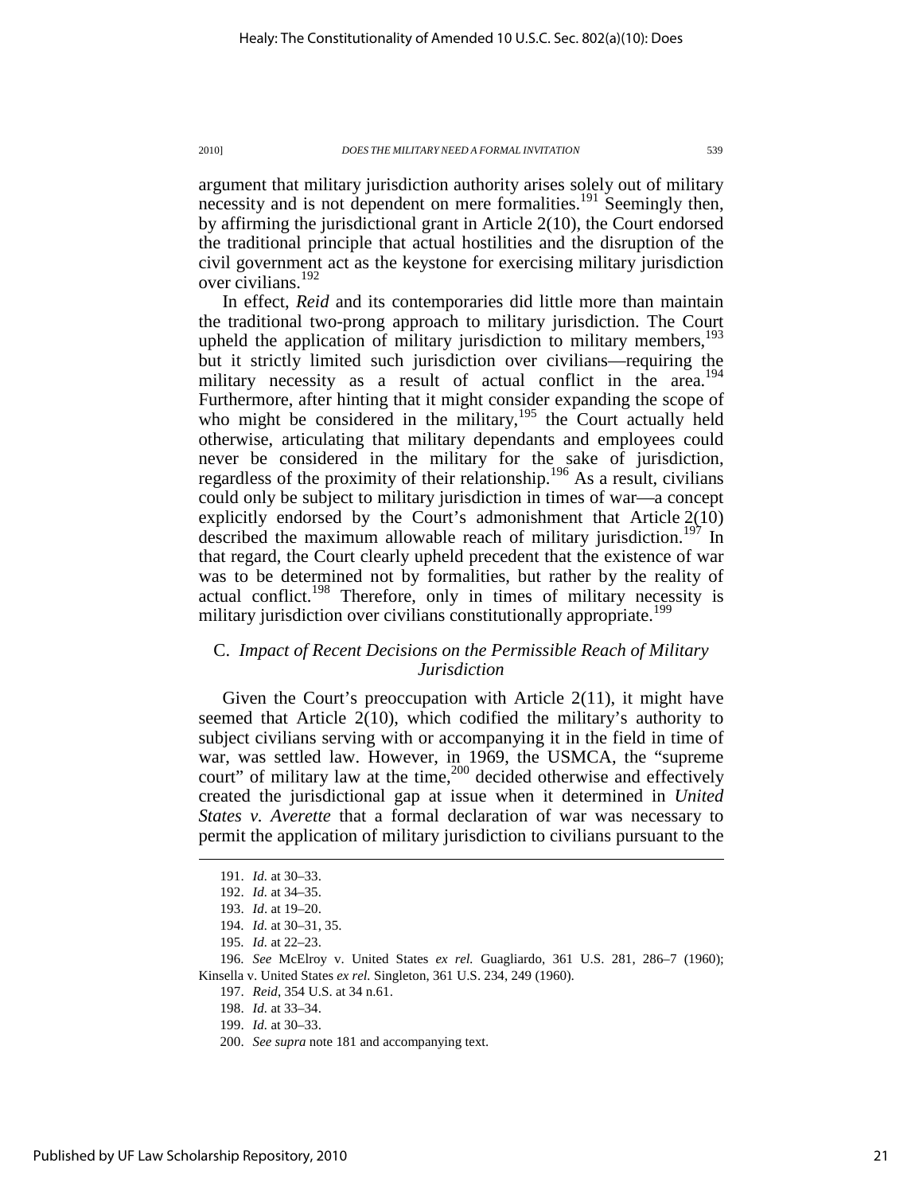argument that military jurisdiction authority arises solely out of military necessity and is not dependent on mere formalities.[191] Seemingly then, by affirming the jurisdictional grant in Article 2(10), the Court endorsed the traditional principle that actual hostilities and the disruption of the civil government act as the keystone for exercising military jurisdiction over civilians.[192]

In effect, *Reid* and its contemporaries did little more than maintain the traditional two-prong approach to military jurisdiction. The Court upheld the application of military jurisdiction to military members,[193] but it strictly limited such jurisdiction over civilians—requiring the military necessity as a result of actual conflict in the area.[194] Furthermore, after hinting that it might consider expanding the scope of who might be considered in the military,[195] the Court actually held otherwise, articulating that military dependants and employees could never be considered in the military for the sake of jurisdiction, regardless of the proximity of their relationship.[196] As a result, civilians could only be subject to military jurisdiction in times of war—a concept explicitly endorsed by the Court's admonishment that Article 2(10) described the maximum allowable reach of military jurisdiction.[197] In that regard, the Court clearly upheld precedent that the existence of war was to be determined not by formalities, but rather by the reality of actual conflict.[198] Therefore, only in times of military necessity is military jurisdiction over civilians constitutionally appropriate.[199]

### C. *Impact of Recent Decisions on the Permissible Reach of Military Jurisdiction*

Given the Court's preoccupation with Article 2(11), it might have seemed that Article 2(10), which codified the military's authority to subject civilians serving with or accompanying it in the field in time of war, was settled law. However, in 1969, the USMCA, the "supreme court" of military law at the time,[200] decided otherwise and effectively created the jurisdictional gap at issue when it determined in *United States v. Averette* that a formal declaration of war was necessary to permit the application of military jurisdiction to civilians pursuant to the

---

191. *Id.* at 30–33.

192. *Id.* at 34–35.

193. *Id*. at 19–20.

194. *Id.* at 30–31, 35.

195. *Id.* at 22–23.

196. *See* McElroy v. United States *ex rel.* Guagliardo, 361 U.S. 281, 286–7 (1960); Kinsella v. United States *ex rel.* Singleton, 361 U.S. 234, 249 (1960).

197. *Reid*, 354 U.S. at 34 n.61.

198. *Id.* at 33–34.

199. *Id.* at 30–33.

200. *See supra* note 181 and accompanying text.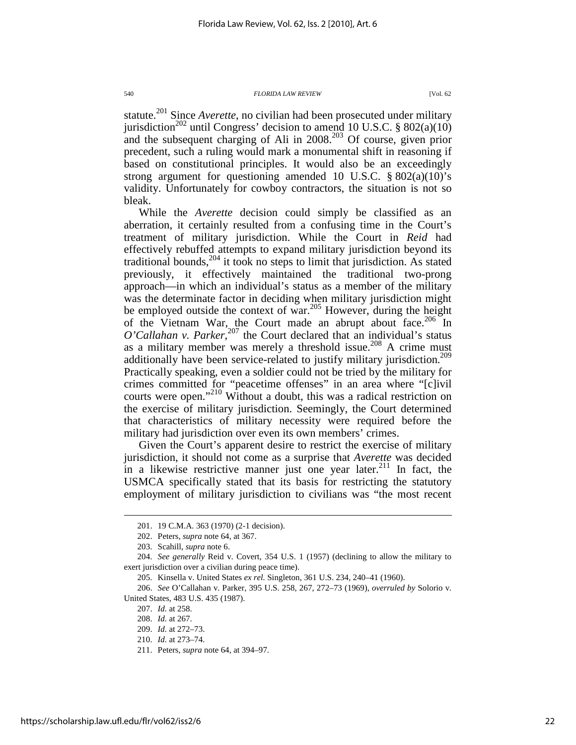statute.[201] Since *Averette*, no civilian had been prosecuted under military jurisdiction[202] until Congress' decision to amend 10 U.S.C. § 802(a)(10) and the subsequent charging of Ali in 2008.[203] Of course, given prior precedent, such a ruling would mark a monumental shift in reasoning if based on constitutional principles. It would also be an exceedingly strong argument for questioning amended 10 U.S.C. § 802(a)(10)'s validity. Unfortunately for cowboy contractors, the situation is not so bleak.

While the *Averette* decision could simply be classified as an aberration, it certainly resulted from a confusing time in the Court's treatment of military jurisdiction. While the Court in *Reid* had effectively rebuffed attempts to expand military jurisdiction beyond its traditional bounds,[204] it took no steps to limit that jurisdiction. As stated previously, it effectively maintained the traditional two-prong approach—in which an individual's status as a member of the military was the determinate factor in deciding when military jurisdiction might be employed outside the context of war.[205] However, during the height of the Vietnam War, the Court made an abrupt about face.[206] In *O'Callahan v. Parker*,[207] the Court declared that an individual's status as a military member was merely a threshold issue.[208] A crime must additionally have been service-related to justify military jurisdiction.[209] Practically speaking, even a soldier could not be tried by the military for crimes committed for "peacetime offenses" in an area where "[c]ivil courts were open."[210] Without a doubt, this was a radical restriction on the exercise of military jurisdiction. Seemingly, the Court determined that characteristics of military necessity were required before the military had jurisdiction over even its own members' crimes.

Given the Court's apparent desire to restrict the exercise of military jurisdiction, it should not come as a surprise that *Averette* was decided in a likewise restrictive manner just one year later.[211] In fact, the USMCA specifically stated that its basis for restricting the statutory employment of military jurisdiction to civilians was "the most recent

---

201. 19 C.M.A. 363 (1970) (2-1 decision).

202. Peters, *supra* note 64, at 367.

203. Scahill, *supra* note 6.

204. *See generally* Reid v. Covert, 354 U.S. 1 (1957) (declining to allow the military to exert jurisdiction over a civilian during peace time).

205. Kinsella v. United States *ex rel.* Singleton, 361 U.S. 234, 240–41 (1960).

206. *See* O'Callahan v. Parker, 395 U.S. 258, 267, 272–73 (1969), *overruled by* Solorio v. United States, 483 U.S. 435 (1987).

207. *Id.* at 258.

208. *Id.* at 267.

209. *Id.* at 272–73.

210. *Id.* at 273–74.

211. Peters, *supra* note 64, at 394–97.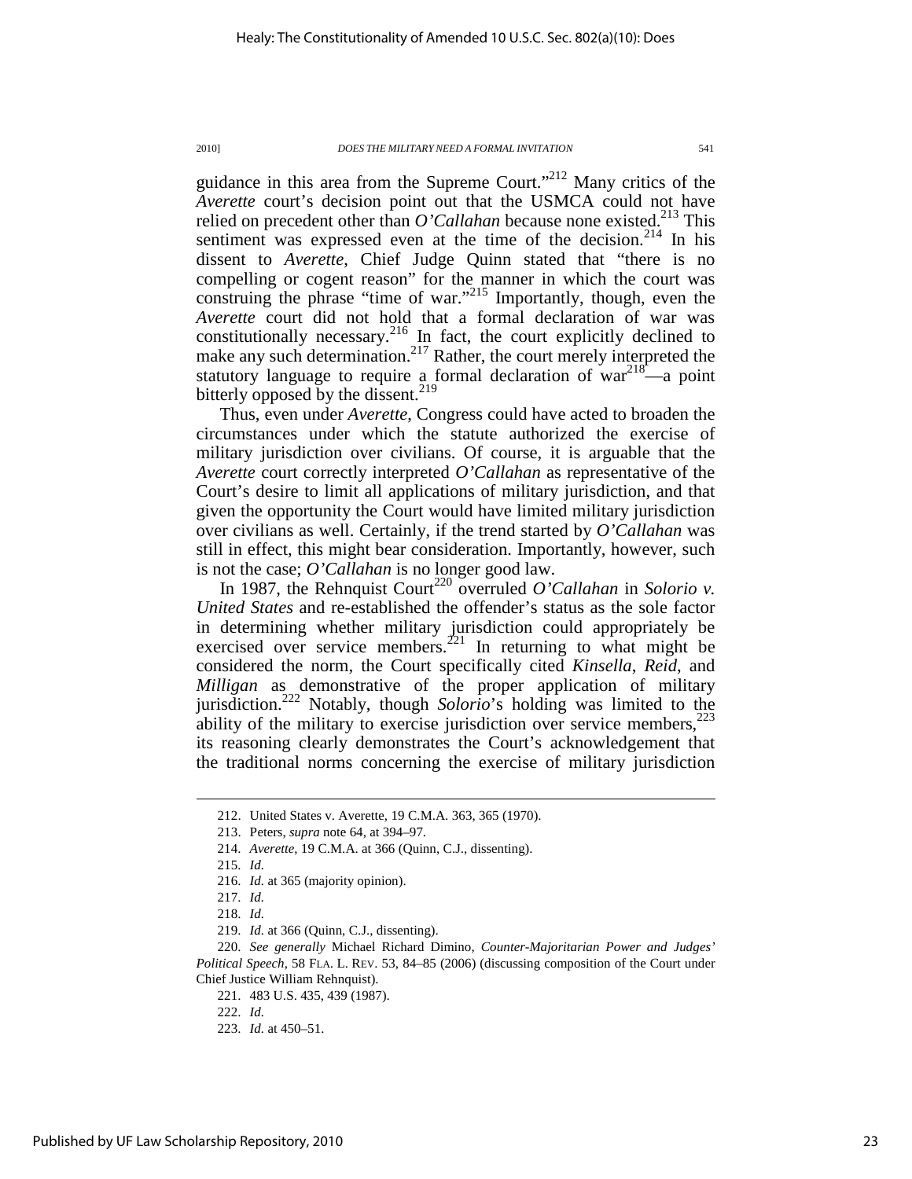guidance in this area from the Supreme Court."[212] Many critics of the *Averette* court's decision point out that the USMCA could not have relied on precedent other than *O'Callahan* because none existed.[213] This sentiment was expressed even at the time of the decision.[214] In his dissent to *Averette*, Chief Judge Quinn stated that "there is no compelling or cogent reason" for the manner in which the court was construing the phrase "time of war."[215] Importantly, though, even the *Averette* court did not hold that a formal declaration of war was constitutionally necessary.[216] In fact, the court explicitly declined to make any such determination.[217] Rather, the court merely interpreted the statutory language to require a formal declaration of war[218]—a point bitterly opposed by the dissent.[219]

Thus, even under *Averette*, Congress could have acted to broaden the circumstances under which the statute authorized the exercise of military jurisdiction over civilians. Of course, it is arguable that the *Averette* court correctly interpreted *O'Callahan* as representative of the Court's desire to limit all applications of military jurisdiction, and that given the opportunity the Court would have limited military jurisdiction over civilians as well. Certainly, if the trend started by *O'Callahan* was still in effect, this might bear consideration. Importantly, however, such is not the case; *O'Callahan* is no longer good law.

In 1987, the Rehnquist Court[220] overruled *O'Callahan* in *Solorio v. United States* and re-established the offender's status as the sole factor in determining whether military jurisdiction could appropriately be exercised over service members.[221] In returning to what might be considered the norm, the Court specifically cited *Kinsella*, *Reid*, and *Milligan* as demonstrative of the proper application of military jurisdiction.[222] Notably, though *Solorio*'s holding was limited to the ability of the military to exercise jurisdiction over service members,[223] its reasoning clearly demonstrates the Court's acknowledgement that the traditional norms concerning the exercise of military jurisdiction

---

212. United States v. Averette, 19 C.M.A. 363, 365 (1970).

213. Peters, *supra* note 64, at 394–97.

214. *Averette*, 19 C.M.A. at 366 (Quinn, C.J., dissenting).

215. *Id.*

216. *Id.* at 365 (majority opinion).

217. *Id.*

218. *Id.*

219. *Id.* at 366 (Quinn, C.J., dissenting).

220. *See generally* Michael Richard Dimino, *Counter-Majoritarian Power and Judges' Political Speech*, 58 FLA. L. REV. 53, 84–85 (2006) (discussing composition of the Court under Chief Justice William Rehnquist).

221. 483 U.S. 435, 439 (1987).

222. *Id.*

223. *Id.* at 450–51.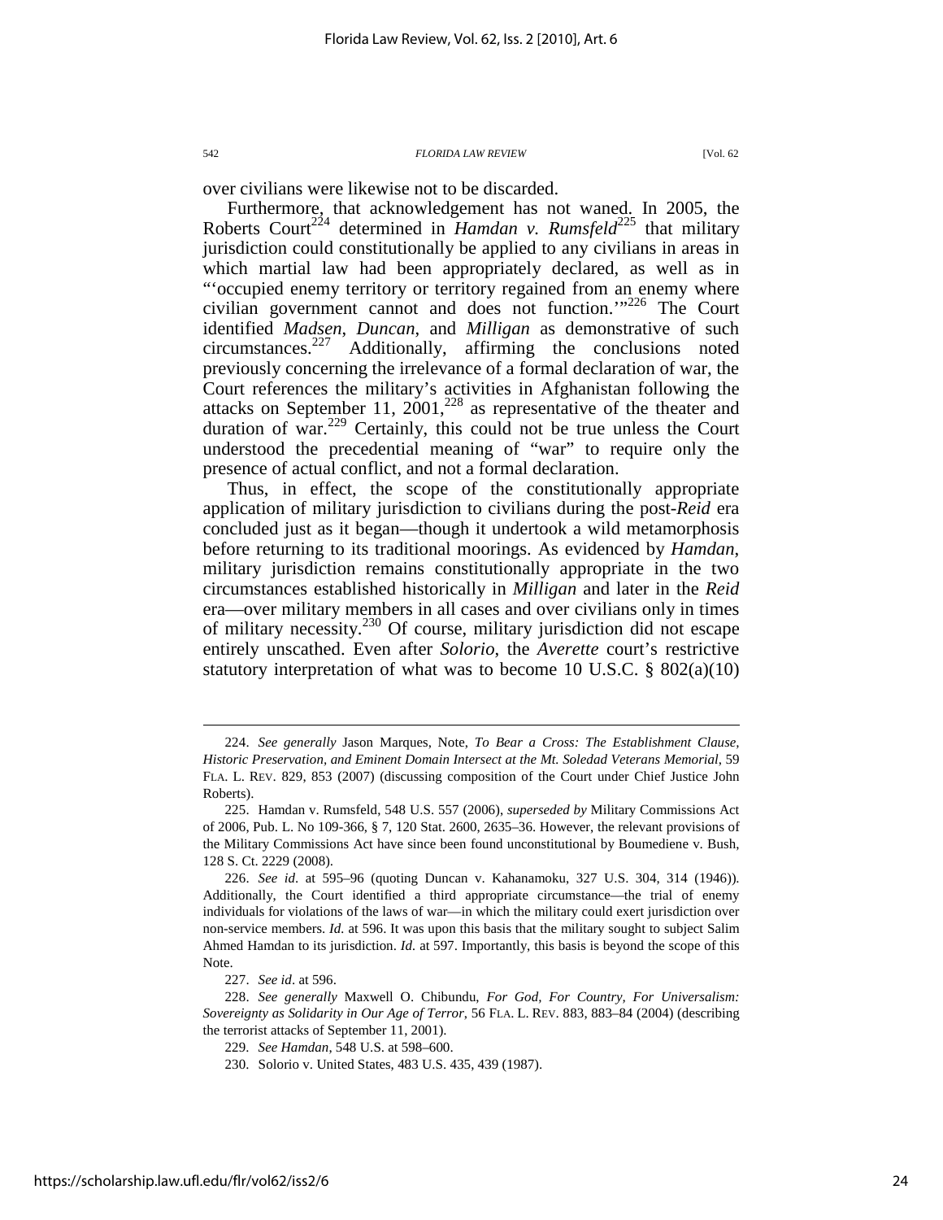over civilians were likewise not to be discarded.

Furthermore, that acknowledgement has not waned. In 2005, the Roberts Court[224] determined in *Hamdan v. Rumsfeld*[225] that military jurisdiction could constitutionally be applied to any civilians in areas in which martial law had been appropriately declared, as well as in "'occupied enemy territory or territory regained from an enemy where civilian government cannot and does not function.'"[226] The Court identified *Madsen*, *Duncan*, and *Milligan* as demonstrative of such circumstances.[227] Additionally, affirming the conclusions noted previously concerning the irrelevance of a formal declaration of war, the Court references the military's activities in Afghanistan following the attacks on September 11, 2001,[228] as representative of the theater and duration of war.[229] Certainly, this could not be true unless the Court understood the precedential meaning of "war" to require only the presence of actual conflict, and not a formal declaration.

Thus, in effect, the scope of the constitutionally appropriate application of military jurisdiction to civilians during the post-*Reid* era concluded just as it began—though it undertook a wild metamorphosis before returning to its traditional moorings. As evidenced by *Hamdan*, military jurisdiction remains constitutionally appropriate in the two circumstances established historically in *Milligan* and later in the *Reid* era—over military members in all cases and over civilians only in times of military necessity.[230] Of course, military jurisdiction did not escape entirely unscathed. Even after *Solorio*, the *Averette* court's restrictive statutory interpretation of what was to become 10 U.S.C. § 802(a)(10)

---

224. *See generally* Jason Marques, Note, *To Bear a Cross: The Establishment Clause, Historic Preservation, and Eminent Domain Intersect at the Mt. Soledad Veterans Memorial*, 59 FLA. L. REV. 829, 853 (2007) (discussing composition of the Court under Chief Justice John Roberts).

225. Hamdan v. Rumsfeld, 548 U.S. 557 (2006), *superseded by* Military Commissions Act of 2006, Pub. L. No 109-366, § 7, 120 Stat. 2600, 2635–36. However, the relevant provisions of the Military Commissions Act have since been found unconstitutional by Boumediene v. Bush, 128 S. Ct. 2229 (2008).

226. *See id*. at 595–96 (quoting Duncan v. Kahanamoku, 327 U.S. 304, 314 (1946)). Additionally, the Court identified a third appropriate circumstance—the trial of enemy individuals for violations of the laws of war—in which the military could exert jurisdiction over non-service members. *Id.* at 596. It was upon this basis that the military sought to subject Salim Ahmed Hamdan to its jurisdiction. *Id.* at 597. Importantly, this basis is beyond the scope of this Note.

227. *See id*. at 596.

228. *See generally* Maxwell O. Chibundu, *For God, For Country, For Universalism: Sovereignty as Solidarity in Our Age of Terror*, 56 FLA. L. REV. 883, 883–84 (2004) (describing the terrorist attacks of September 11, 2001).

229. *See Hamdan*, 548 U.S. at 598–600.

230. Solorio v. United States, 483 U.S. 435, 439 (1987).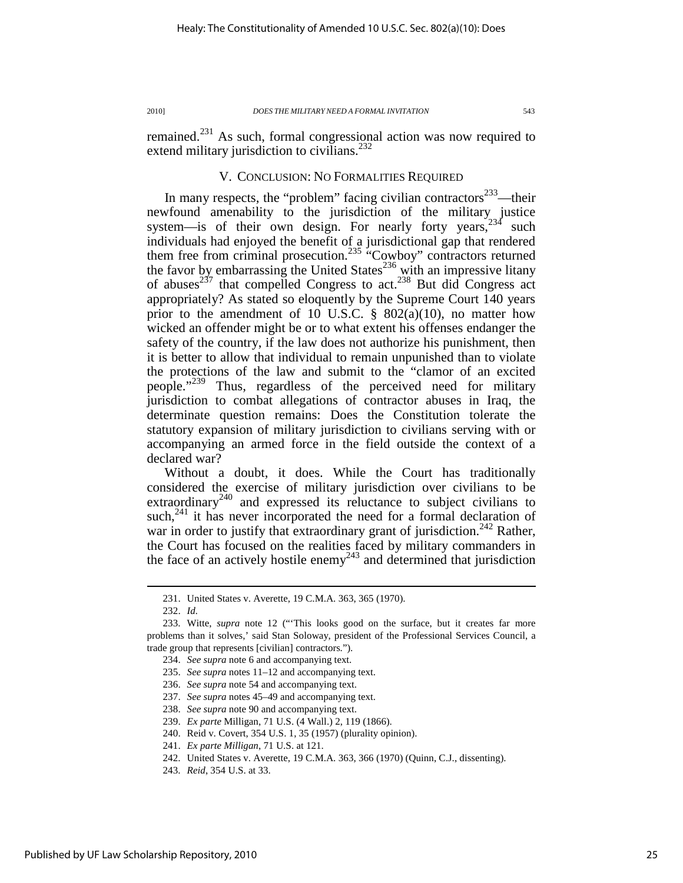remained.[231] As such, formal congressional action was now required to extend military jurisdiction to civilians.[232]

## V. CONCLUSION: NO FORMALITIES REQUIRED

In many respects, the "problem" facing civilian contractors[233]—their newfound amenability to the jurisdiction of the military justice system—is of their own design. For nearly forty years,[234] such individuals had enjoyed the benefit of a jurisdictional gap that rendered them free from criminal prosecution.[235] "Cowboy" contractors returned the favor by embarrassing the United States[236] with an impressive litany of abuses[237] that compelled Congress to act.[238] But did Congress act appropriately? As stated so eloquently by the Supreme Court 140 years prior to the amendment of 10 U.S.C. § 802(a)(10), no matter how wicked an offender might be or to what extent his offenses endanger the safety of the country, if the law does not authorize his punishment, then it is better to allow that individual to remain unpunished than to violate the protections of the law and submit to the "clamor of an excited people."[239] Thus, regardless of the perceived need for military jurisdiction to combat allegations of contractor abuses in Iraq, the determinate question remains: Does the Constitution tolerate the statutory expansion of military jurisdiction to civilians serving with or accompanying an armed force in the field outside the context of a declared war?

Without a doubt, it does. While the Court has traditionally considered the exercise of military jurisdiction over civilians to be extraordinary[240] and expressed its reluctance to subject civilians to such,[241] it has never incorporated the need for a formal declaration of war in order to justify that extraordinary grant of jurisdiction.[242] Rather, the Court has focused on the realities faced by military commanders in the face of an actively hostile enemy[243] and determined that jurisdiction

---

231. United States v. Averette, 19 C.M.A. 363, 365 (1970).

232. *Id.*

233. Witte, *supra* note 12 ("'This looks good on the surface, but it creates far more problems than it solves,' said Stan Soloway, president of the Professional Services Council, a trade group that represents [civilian] contractors.").

234. *See supra* note 6 and accompanying text.

235. *See supra* notes 11–12 and accompanying text.

236. *See supra* note 54 and accompanying text.

237. *See supra* notes 45–49 and accompanying text.

238. *See supra* note 90 and accompanying text.

239. *Ex parte* Milligan, 71 U.S. (4 Wall.) 2, 119 (1866).

240. Reid v. Covert, 354 U.S. 1, 35 (1957) (plurality opinion).

241. *Ex parte Milligan*, 71 U.S. at 121.

242. United States v. Averette, 19 C.M.A. 363, 366 (1970) (Quinn, C.J., dissenting).

243. *Reid*, 354 U.S. at 33.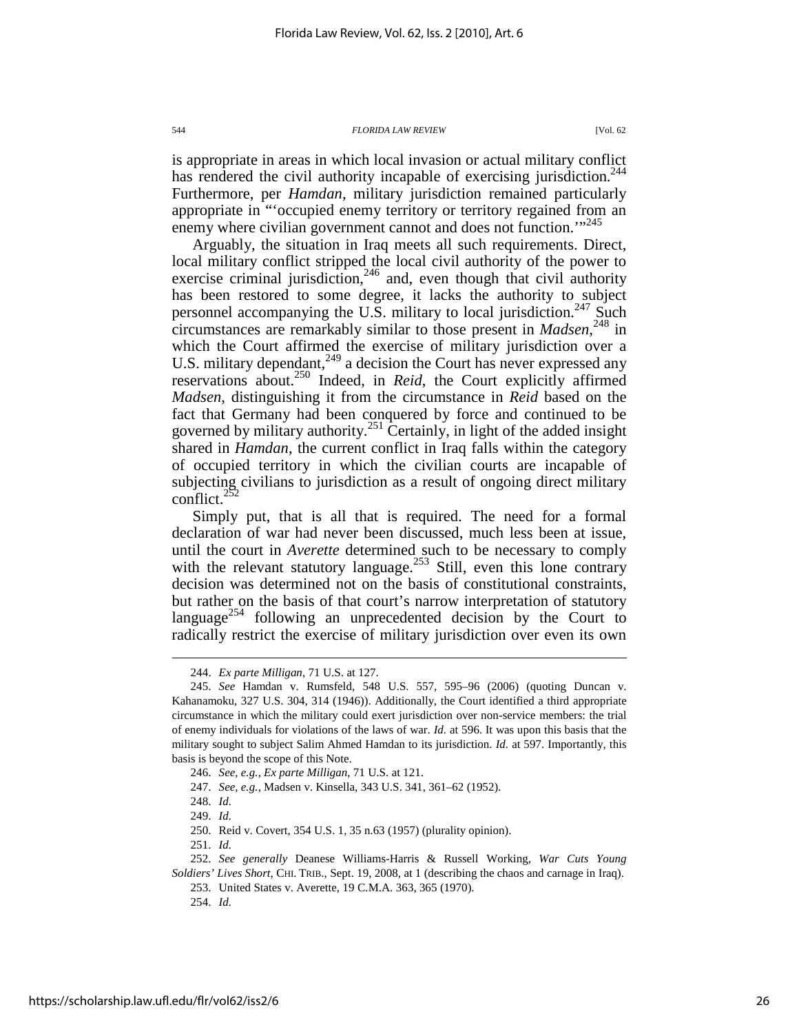is appropriate in areas in which local invasion or actual military conflict has rendered the civil authority incapable of exercising jurisdiction.[244] Furthermore, per *Hamdan*, military jurisdiction remained particularly appropriate in "'occupied enemy territory or territory regained from an enemy where civilian government cannot and does not function.'"[245]

Arguably, the situation in Iraq meets all such requirements. Direct, local military conflict stripped the local civil authority of the power to exercise criminal jurisdiction,[246] and, even though that civil authority has been restored to some degree, it lacks the authority to subject personnel accompanying the U.S. military to local jurisdiction.[247] Such circumstances are remarkably similar to those present in *Madsen*,[248] in which the Court affirmed the exercise of military jurisdiction over a U.S. military dependant,[249] a decision the Court has never expressed any reservations about.[250] Indeed, in *Reid*, the Court explicitly affirmed *Madsen*, distinguishing it from the circumstance in *Reid* based on the fact that Germany had been conquered by force and continued to be governed by military authority.[251] Certainly, in light of the added insight shared in *Hamdan*, the current conflict in Iraq falls within the category of occupied territory in which the civilian courts are incapable of subjecting civilians to jurisdiction as a result of ongoing direct military conflict.[252]

Simply put, that is all that is required. The need for a formal declaration of war had never been discussed, much less been at issue, until the court in *Averette* determined such to be necessary to comply with the relevant statutory language.[253] Still, even this lone contrary decision was determined not on the basis of constitutional constraints, but rather on the basis of that court's narrow interpretation of statutory language[254] following an unprecedented decision by the Court to radically restrict the exercise of military jurisdiction over even its own

---

244. *Ex parte Milligan*, 71 U.S. at 127.

245. *See* Hamdan v. Rumsfeld, 548 U.S. 557, 595–96 (2006) (quoting Duncan v. Kahanamoku, 327 U.S. 304, 314 (1946)). Additionally, the Court identified a third appropriate circumstance in which the military could exert jurisdiction over non-service members: the trial of enemy individuals for violations of the laws of war. *Id.* at 596. It was upon this basis that the military sought to subject Salim Ahmed Hamdan to its jurisdiction. *Id.* at 597. Importantly, this basis is beyond the scope of this Note.

246. *See, e.g.*, *Ex parte Milligan*, 71 U.S. at 121.

247. *See, e.g.*, Madsen v. Kinsella, 343 U.S. 341, 361–62 (1952).

248. *Id.*

249. *Id.*

250. Reid v. Covert, 354 U.S. 1, 35 n.63 (1957) (plurality opinion).

251. *Id.*

252. *See generally* Deanese Williams-Harris & Russell Working, *War Cuts Young Soldiers' Lives Short*, CHI. TRIB., Sept. 19, 2008, at 1 (describing the chaos and carnage in Iraq).

253. United States v. Averette, 19 C.M.A. 363, 365 (1970).

254. *Id.*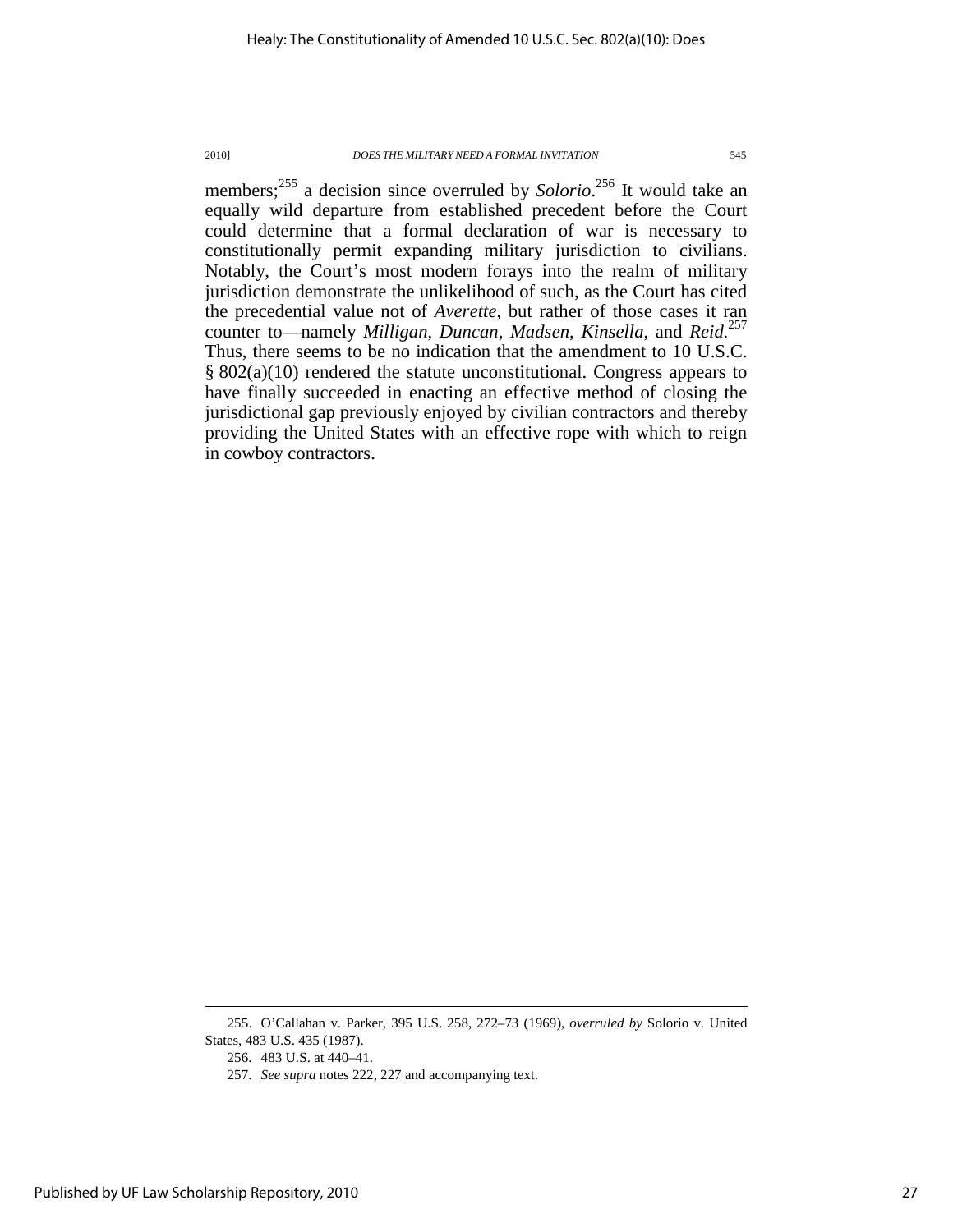members;[255] a decision since overruled by *Solorio*.[256] It would take an equally wild departure from established precedent before the Court could determine that a formal declaration of war is necessary to constitutionally permit expanding military jurisdiction to civilians. Notably, the Court's most modern forays into the realm of military jurisdiction demonstrate the unlikelihood of such, as the Court has cited the precedential value not of *Averette*, but rather of those cases it ran counter to—namely *Milligan*, *Duncan*, *Madsen*, *Kinsella*, and *Reid*.[257] Thus, there seems to be no indication that the amendment to 10 U.S.C. § 802(a)(10) rendered the statute unconstitutional. Congress appears to have finally succeeded in enacting an effective method of closing the jurisdictional gap previously enjoyed by civilian contractors and thereby providing the United States with an effective rope with which to reign in cowboy contractors.

---

255. O'Callahan v. Parker, 395 U.S. 258, 272–73 (1969), *overruled by* Solorio v. United States, 483 U.S. 435 (1987).

256. 483 U.S. at 440–41.

257. *See supra* notes 222, 227 and accompanying text.